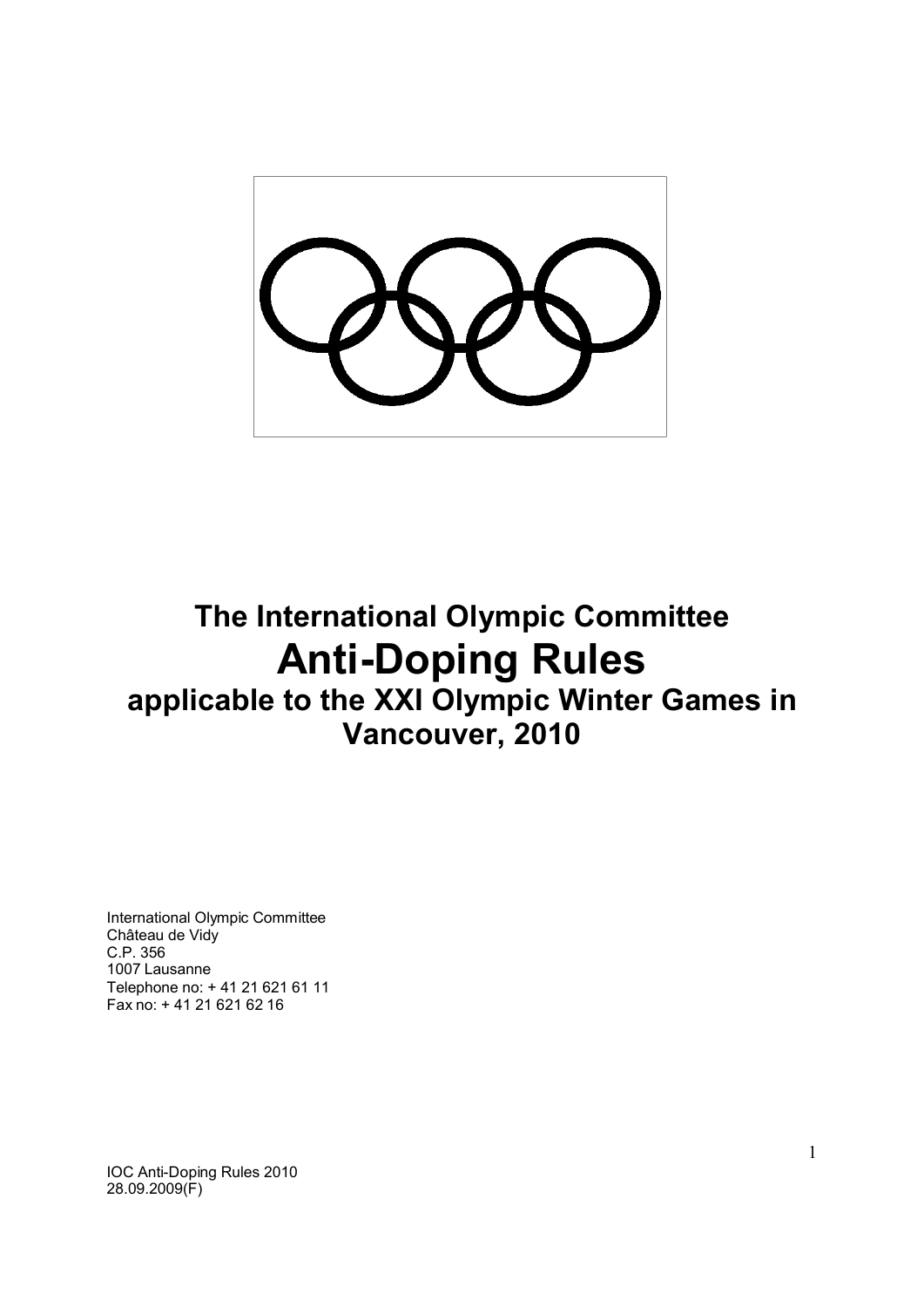# The International Olympic Committee

# Anti-Doping Rules

## applicable to the XXI Olympic Winter Games in Vancouver, 2010

International Olympic Committee
Château de Vidy
C.P. 356
1007 Lausanne
Telephone no: + 41 21 621 61 11
Fax no: + 41 21 621 62 16

IOC Anti-Doping Rules 2010
28.09.2009(F)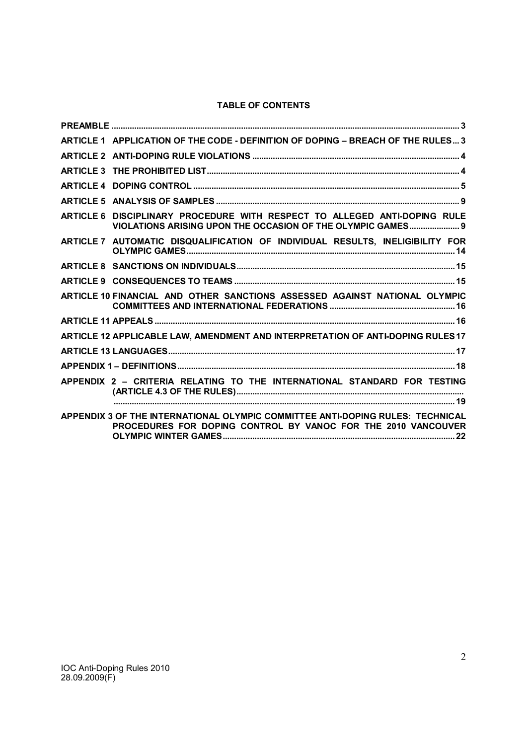**TABLE OF CONTENTS**

| | |
|---|---|
| PREAMBLE | 3 |
| ARTICLE 1 APPLICATION OF THE CODE - DEFINITION OF DOPING – BREACH OF THE RULES | 3 |
| ARTICLE 2 ANTI-DOPING RULE VIOLATIONS | 4 |
| ARTICLE 3 THE PROHIBITED LIST | 4 |
| ARTICLE 4 DOPING CONTROL | 5 |
| ARTICLE 5 ANALYSIS OF SAMPLES | 9 |
| ARTICLE 6 DISCIPLINARY PROCEDURE WITH RESPECT TO ALLEGED ANTI-DOPING RULE VIOLATIONS ARISING UPON THE OCCASION OF THE OLYMPIC GAMES | 9 |
| ARTICLE 7 AUTOMATIC DISQUALIFICATION OF INDIVIDUAL RESULTS, INELIGIBILITY FOR OLYMPIC GAMES | 14 |
| ARTICLE 8 SANCTIONS ON INDIVIDUALS | 15 |
| ARTICLE 9 CONSEQUENCES TO TEAMS | 15 |
| ARTICLE 10 FINANCIAL AND OTHER SANCTIONS ASSESSED AGAINST NATIONAL OLYMPIC COMMITTEES AND INTERNATIONAL FEDERATIONS | 16 |
| ARTICLE 11 APPEALS | 16 |
| ARTICLE 12 APPLICABLE LAW, AMENDMENT AND INTERPRETATION OF ANTI-DOPING RULES | 17 |
| ARTICLE 13 LANGUAGES | 17 |
| APPENDIX 1 – DEFINITIONS | 18 |
| APPENDIX 2 – CRITERIA RELATING TO THE INTERNATIONAL STANDARD FOR TESTING (ARTICLE 4.3 OF THE RULES) | 19 |
| APPENDIX 3 OF THE INTERNATIONAL OLYMPIC COMMITTEE ANTI-DOPING RULES: TECHNICAL PROCEDURES FOR DOPING CONTROL BY VANOC FOR THE 2010 VANCOUVER OLYMPIC WINTER GAMES | 22 |

IOC Anti-Doping Rules 2010
28.09.2009(F)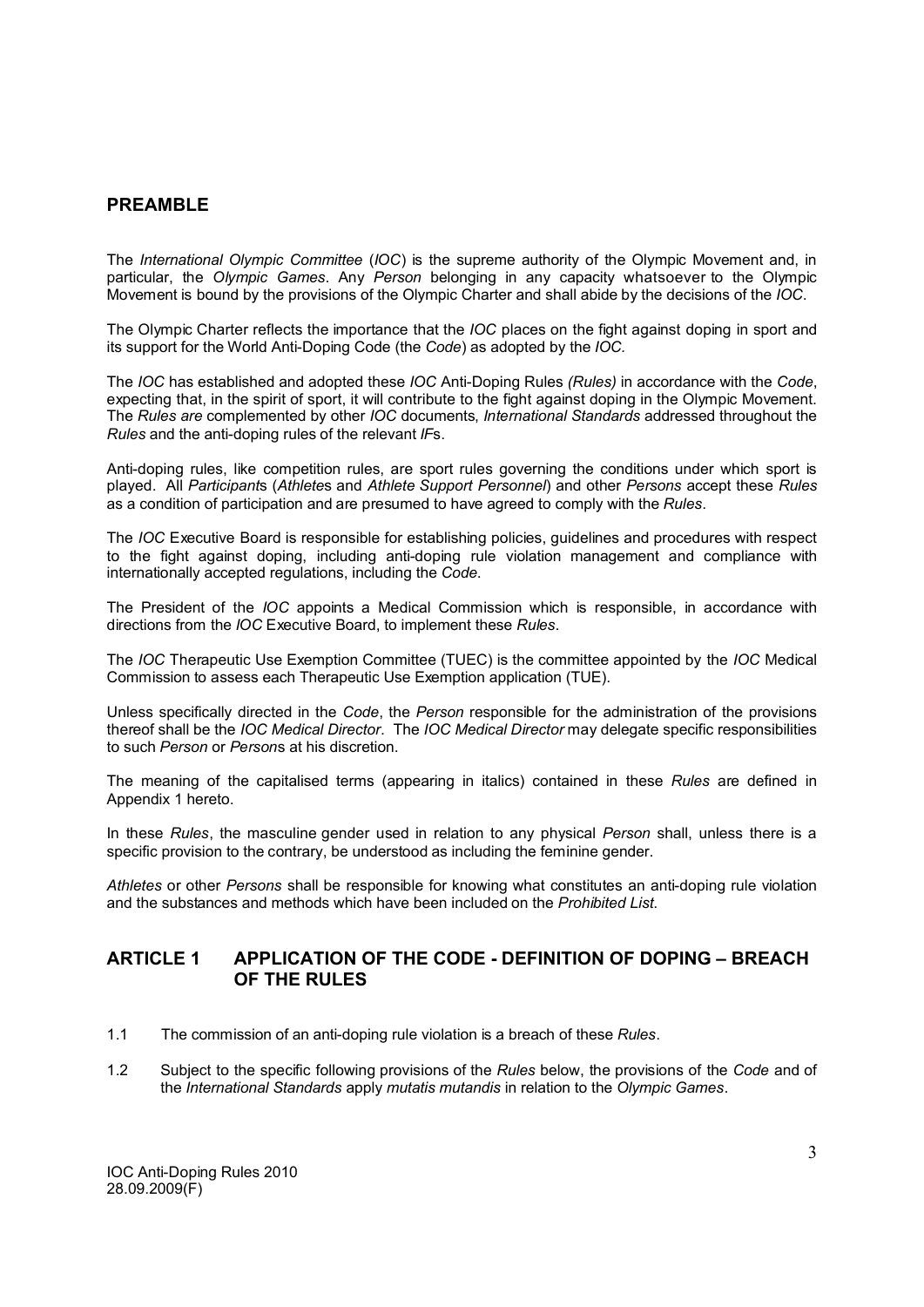## PREAMBLE

The *International Olympic Committee* (*IOC*) is the supreme authority of the Olympic Movement and, in particular, the *Olympic Games*. Any *Person* belonging in any capacity whatsoever to the Olympic Movement is bound by the provisions of the Olympic Charter and shall abide by the decisions of the *IOC*.

The Olympic Charter reflects the importance that the *IOC* places on the fight against doping in sport and its support for the World Anti-Doping Code (the *Code*) as adopted by the *IOC.*

The *IOC* has established and adopted these *IOC* Anti-Doping Rules *(Rules)* in accordance with the *Code*, expecting that, in the spirit of sport, it will contribute to the fight against doping in the Olympic Movement. The *Rules are* complemented by other *IOC* documents, *International Standards* addressed throughout the *Rules* and the anti-doping rules of the relevant *IF*s.

Anti-doping rules, like competition rules, are sport rules governing the conditions under which sport is played. All *Participant*s (*Athlete*s and *Athlete Support Personnel*) and other *Persons* accept these *Rules* as a condition of participation and are presumed to have agreed to comply with the *Rules*.

The *IOC* Executive Board is responsible for establishing policies, guidelines and procedures with respect to the fight against doping, including anti-doping rule violation management and compliance with internationally accepted regulations, including the *Code.*

The President of the *IOC* appoints a Medical Commission which is responsible, in accordance with directions from the *IOC* Executive Board, to implement these *Rules*.

The *IOC* Therapeutic Use Exemption Committee (TUEC) is the committee appointed by the *IOC* Medical Commission to assess each Therapeutic Use Exemption application (TUE).

Unless specifically directed in the *Code*, the *Person* responsible for the administration of the provisions thereof shall be the *IOC Medical Director*. The *IOC Medical Director* may delegate specific responsibilities to such *Person* or *Person*s at his discretion.

The meaning of the capitalised terms (appearing in italics) contained in these *Rules* are defined in Appendix 1 hereto.

In these *Rules*, the masculine gender used in relation to any physical *Person* shall, unless there is a specific provision to the contrary, be understood as including the feminine gender.

*Athletes* or other *Persons* shall be responsible for knowing what constitutes an anti-doping rule violation and the substances and methods which have been included on the *Prohibited List*.

## ARTICLE 1 APPLICATION OF THE CODE - DEFINITION OF DOPING – BREACH OF THE RULES

1.1 The commission of an anti-doping rule violation is a breach of these *Rules*.

1.2 Subject to the specific following provisions of the *Rules* below, the provisions of the *Code* and of the *International Standards* apply *mutatis mutandis* in relation to the *Olympic Games*.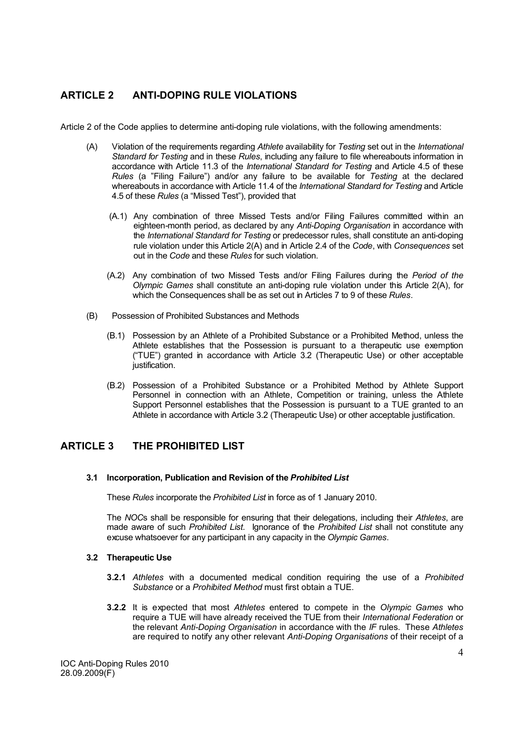## ARTICLE 2 ANTI-DOPING RULE VIOLATIONS

Article 2 of the Code applies to determine anti-doping rule violations, with the following amendments:

(A) Violation of the requirements regarding *Athlete* availability for *Testing* set out in the *International Standard for Testing* and in these *Rules*, including any failure to file whereabouts information in accordance with Article 11.3 of the *International Standard for Testing* and Article 4.5 of these *Rules* (a "Filing Failure") and/or any failure to be available for *Testing* at the declared whereabouts in accordance with Article 11.4 of the *International Standard for Testing* and Article 4.5 of these *Rules* (a "Missed Test"), provided that

(A.1) Any combination of three Missed Tests and/or Filing Failures committed within an eighteen-month period, as declared by any *Anti-Doping Organisation* in accordance with the *International Standard for Testing* or predecessor rules, shall constitute an anti-doping rule violation under this Article 2(A) and in Article 2.4 of the *Code*, with *Consequences* set out in the *Code* and these *Rules* for such violation.

(A.2) Any combination of two Missed Tests and/or Filing Failures during the *Period of the Olympic Games* shall constitute an anti-doping rule violation under this Article 2(A), for which the Consequences shall be as set out in Articles 7 to 9 of these *Rules*.

(B) Possession of Prohibited Substances and Methods

(B.1) Possession by an Athlete of a Prohibited Substance or a Prohibited Method, unless the Athlete establishes that the Possession is pursuant to a therapeutic use exemption ("TUE") granted in accordance with Article 3.2 (Therapeutic Use) or other acceptable justification.

(B.2) Possession of a Prohibited Substance or a Prohibited Method by Athlete Support Personnel in connection with an Athlete, Competition or training, unless the Athlete Support Personnel establishes that the Possession is pursuant to a TUE granted to an Athlete in accordance with Article 3.2 (Therapeutic Use) or other acceptable justification.

## ARTICLE 3 THE PROHIBITED LIST

### 3.1 Incorporation, Publication and Revision of the *Prohibited List*

These *Rules* incorporate the *Prohibited List* in force as of 1 January 2010.

The *NOC*s shall be responsible for ensuring that their delegations, including their *Athletes*, are made aware of such *Prohibited List*. Ignorance of the *Prohibited List* shall not constitute any excuse whatsoever for any participant in any capacity in the *Olympic Games*.

### 3.2 Therapeutic Use

**3.2.1** *Athletes* with a documented medical condition requiring the use of a *Prohibited Substance* or a *Prohibited Method* must first obtain a TUE.

**3.2.2** It is expected that most *Athletes* entered to compete in the *Olympic Games* who require a TUE will have already received the TUE from their *International Federation* or the relevant *Anti-Doping Organisation* in accordance with the *IF* rules. These *Athletes* are required to notify any other relevant *Anti-Doping Organisations* of their receipt of a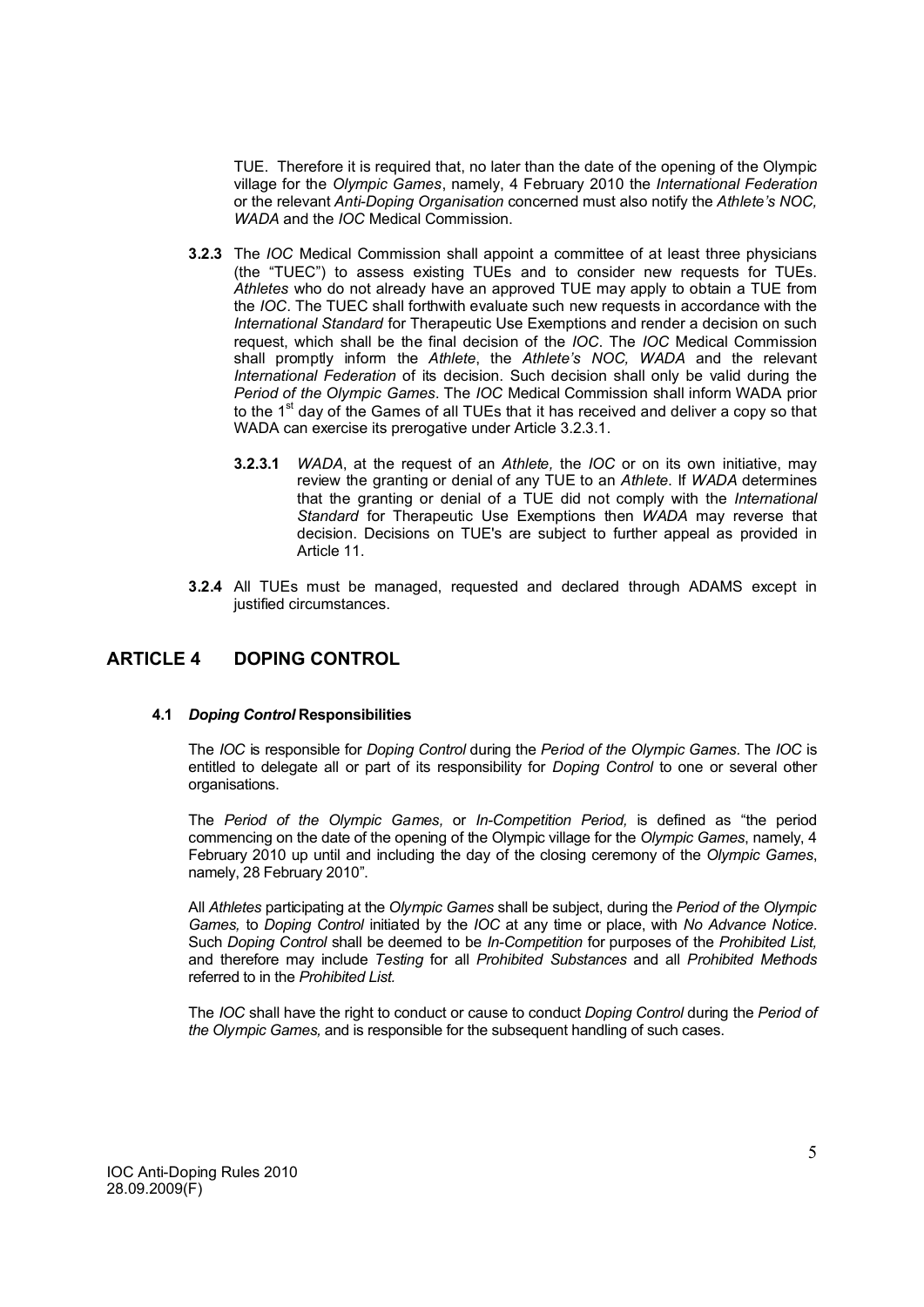TUE. Therefore it is required that, no later than the date of the opening of the Olympic village for the *Olympic Games*, namely, 4 February 2010 the *International Federation* or the relevant *Anti-Doping Organisation* concerned must also notify the *Athlete's NOC, WADA* and the *IOC* Medical Commission.

**3.2.3** The *IOC* Medical Commission shall appoint a committee of at least three physicians (the "TUEC") to assess existing TUEs and to consider new requests for TUEs. *Athletes* who do not already have an approved TUE may apply to obtain a TUE from the *IOC*. The TUEC shall forthwith evaluate such new requests in accordance with the *International Standard* for Therapeutic Use Exemptions and render a decision on such request, which shall be the final decision of the *IOC*. The *IOC* Medical Commission shall promptly inform the *Athlete*, the *Athlete's NOC, WADA* and the relevant *International Federation* of its decision. Such decision shall only be valid during the *Period of the Olympic Games*. The *IOC* Medical Commission shall inform WADA prior to the 1st day of the Games of all TUEs that it has received and deliver a copy so that WADA can exercise its prerogative under Article 3.2.3.1.

**3.2.3.1** *WADA*, at the request of an *Athlete,* the *IOC* or on its own initiative, may review the granting or denial of any TUE to an *Athlete*. If *WADA* determines that the granting or denial of a TUE did not comply with the *International Standard* for Therapeutic Use Exemptions then *WADA* may reverse that decision. Decisions on TUE's are subject to further appeal as provided in Article 11.

**3.2.4** All TUEs must be managed, requested and declared through ADAMS except in justified circumstances.

## ARTICLE 4 DOPING CONTROL

### 4.1 *Doping Control* Responsibilities

The *IOC* is responsible for *Doping Control* during the *Period of the Olympic Games*. The *IOC* is entitled to delegate all or part of its responsibility for *Doping Control* to one or several other organisations.

The *Period of the Olympic Games,* or *In-Competition Period,* is defined as "the period commencing on the date of the opening of the Olympic village for the *Olympic Games*, namely, 4 February 2010 up until and including the day of the closing ceremony of the *Olympic Games*, namely, 28 February 2010".

All *Athletes* participating at the *Olympic Games* shall be subject, during the *Period of the Olympic Games,* to *Doping Control* initiated by the *IOC* at any time or place, with *No Advance Notice*. Such *Doping Control* shall be deemed to be *In-Competition* for purposes of the *Prohibited List,* and therefore may include *Testing* for all *Prohibited Substances* and all *Prohibited Methods* referred to in the *Prohibited List.*

The *IOC* shall have the right to conduct or cause to conduct *Doping Control* during the *Period of the Olympic Games,* and is responsible for the subsequent handling of such cases.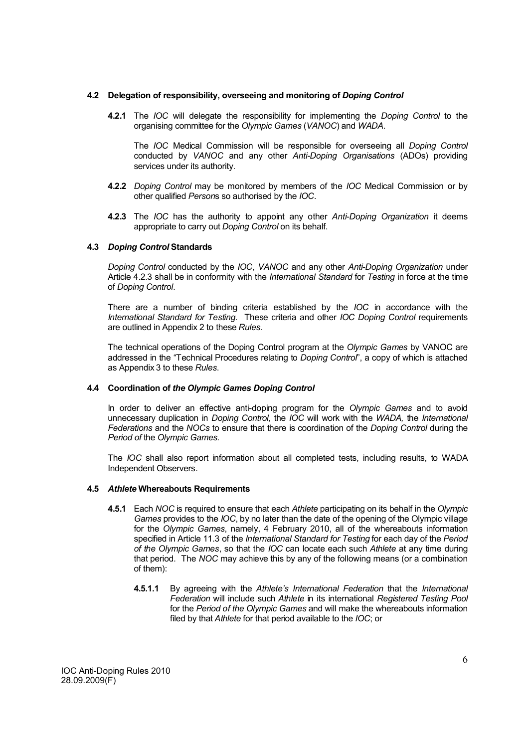### 4.2 Delegation of responsibility, overseeing and monitoring of *Doping Control*

**4.2.1** The *IOC* will delegate the responsibility for implementing the *Doping Control* to the organising committee for the *Olympic Games* (*VANOC*) and *WADA*.

The *IOC* Medical Commission will be responsible for overseeing all *Doping Control* conducted by *VANOC* and any other *Anti-Doping Organisations* (ADOs) providing services under its authority.

**4.2.2** *Doping Control* may be monitored by members of the *IOC* Medical Commission or by other qualified *Person*s so authorised by the *IOC*.

**4.2.3** The *IOC* has the authority to appoint any other *Anti-Doping Organization* it deems appropriate to carry out *Doping Control* on its behalf.

### 4.3 *Doping Control* Standards

*Doping Control* conducted by the *IOC, VANOC* and any other *Anti-Doping Organization* under Article 4.2.3 shall be in conformity with the *International Standard* for *Testing* in force at the time of *Doping Control*.

There are a number of binding criteria established by the *IOC* in accordance with the *International Standard for Testing*. These criteria and other *IOC Doping Control* requirements are outlined in Appendix 2 to these *Rules*.

The technical operations of the Doping Control program at the *Olympic Games* by VANOC are addressed in the "Technical Procedures relating to *Doping Control*", a copy of which is attached as Appendix 3 to these *Rules*.

### 4.4 Coordination of *the Olympic Games Doping Control*

In order to deliver an effective anti-doping program for the *Olympic Games* and to avoid unnecessary duplication in *Doping Control,* the *IOC* will work with the *WADA,* the *International Federations* and the *NOCs* to ensure that there is coordination of the *Doping Control* during the *Period of* the *Olympic Games.*

The *IOC* shall also report information about all completed tests, including results, to WADA Independent Observers.

### 4.5 *Athlete* Whereabouts Requirements

**4.5.1** Each *NOC* is required to ensure that each *Athlete* participating on its behalf in the *Olympic Games* provides to the *IOC*, by no later than the date of the opening of the Olympic village for the *Olympic Games*, namely, 4 February 2010, all of the whereabouts information specified in Article 11.3 of the *International Standard for Testing* for each day of the *Period of the Olympic Games*, so that the *IOC* can locate each such *Athlete* at any time during that period. The *NOC* may achieve this by any of the following means (or a combination of them):

**4.5.1.1** By agreeing with the *Athlete's International Federation* that the *International Federation* will include such *Athlete* in its international *Registered Testing Pool* for the *Period of the Olympic Games* and will make the whereabouts information filed by that *Athlete* for that period available to the *IOC*; or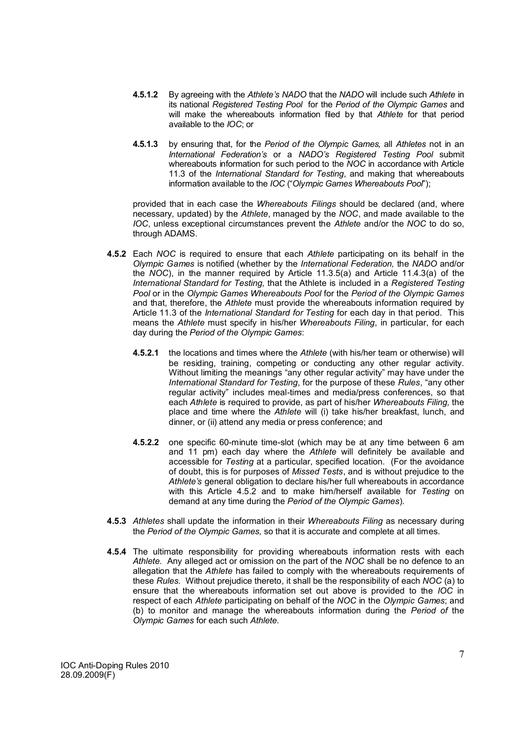**4.5.1.2** By agreeing with the *Athlete's NADO* that the *NADO* will include such *Athlete* in its national *Registered Testing Pool* for the *Period of the Olympic Games* and will make the whereabouts information filed by that *Athlete* for that period available to the *IOC*; or

**4.5.1.3** by ensuring that, for the *Period of the Olympic Games,* all *Athletes* not in an *International Federation's* or a *NADO's Registered Testing Pool* submit whereabouts information for such period to the *NOC* in accordance with Article 11.3 of the *International Standard for Testing*, and making that whereabouts information available to the *IOC* ("*Olympic Games Whereabouts Pool*");

provided that in each case the *Whereabouts Filings* should be declared (and, where necessary, updated) by the *Athlete*, managed by the *NOC*, and made available to the *IOC*, unless exceptional circumstances prevent the *Athlete* and/or the *NOC* to do so, through ADAMS.

**4.5.2** Each *NOC* is required to ensure that each *Athlete* participating on its behalf in the *Olympic Games* is notified (whether by the *International Federation,* the *NADO* and/or the *NOC*), in the manner required by Article 11.3.5(a) and Article 11.4.3(a) of the *International Standard for Testing,* that the Athlete is included in a *Registered Testing Pool* or in the *Olympic Games Whereabouts Pool* for the *Period of the Olympic Games* and that, therefore, the *Athlete* must provide the whereabouts information required by Article 11.3 of the *International Standard for Testing* for each day in that period. This means the *Athlete* must specify in his/her *Whereabouts Filing*, in particular, for each day during the *Period of the Olympic Games*:

**4.5.2.1** the locations and times where the *Athlete* (with his/her team or otherwise) will be residing, training, competing or conducting any other regular activity. Without limiting the meanings "any other regular activity" may have under the *International Standard for Testing*, for the purpose of these *Rules*, "any other regular activity" includes meal-times and media/press conferences, so that each *Athlete* is required to provide, as part of his/her *Whereabouts Filing,* the place and time where the *Athlete* will (i) take his/her breakfast, lunch, and dinner, or (ii) attend any media or press conference; and

**4.5.2.2** one specific 60-minute time-slot (which may be at any time between 6 am and 11 pm) each day where the *Athlete* will definitely be available and accessible for *Testing* at a particular, specified location. (For the avoidance of doubt, this is for purposes of *Missed Tests*, and is without prejudice to the *Athlete's* general obligation to declare his/her full whereabouts in accordance with this Article 4.5.2 and to make him/herself available for *Testing* on demand at any time during the *Period of the Olympic Games*).

**4.5.3** *Athletes* shall update the information in their *Whereabouts Filing* as necessary during the *Period of the Olympic Games,* so that it is accurate and complete at all times.

**4.5.4** The ultimate responsibility for providing whereabouts information rests with each *Athlete.* Any alleged act or omission on the part of the *NOC* shall be no defence to an allegation that the *Athlete* has failed to comply with the whereabouts requirements of these *Rules.* Without prejudice thereto, it shall be the responsibility of each *NOC* (a) to ensure that the whereabouts information set out above is provided to the *IOC* in respect of each *Athlete* participating on behalf of the *NOC* in the *Olympic Games*; and (b) to monitor and manage the whereabouts information during the *Period of* the *Olympic Games* for each such *Athlete.*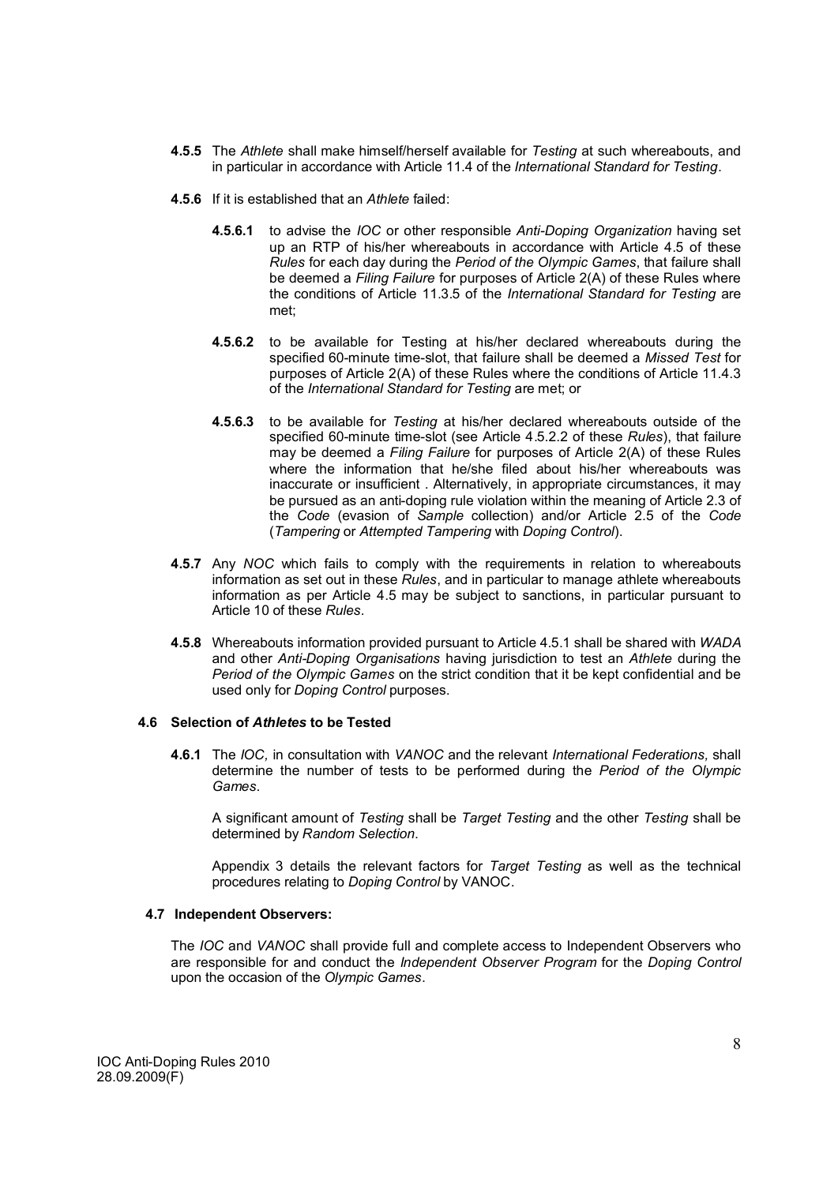**4.5.5** The *Athlete* shall make himself/herself available for *Testing* at such whereabouts, and in particular in accordance with Article 11.4 of the *International Standard for Testing*.

**4.5.6** If it is established that an *Athlete* failed:

**4.5.6.1** to advise the *IOC* or other responsible *Anti-Doping Organization* having set up an RTP of his/her whereabouts in accordance with Article 4.5 of these *Rules* for each day during the *Period of the Olympic Games*, that failure shall be deemed a *Filing Failure* for purposes of Article 2(A) of these Rules where the conditions of Article 11.3.5 of the *International Standard for Testing* are met;

**4.5.6.2** to be available for Testing at his/her declared whereabouts during the specified 60-minute time-slot, that failure shall be deemed a *Missed Test* for purposes of Article 2(A) of these Rules where the conditions of Article 11.4.3 of the *International Standard for Testing* are met; or

**4.5.6.3** to be available for *Testing* at his/her declared whereabouts outside of the specified 60-minute time-slot (see Article 4.5.2.2 of these *Rules*), that failure may be deemed a *Filing Failure* for purposes of Article 2(A) of these Rules where the information that he/she filed about his/her whereabouts was inaccurate or insufficient . Alternatively, in appropriate circumstances, it may be pursued as an anti-doping rule violation within the meaning of Article 2.3 of the *Code* (evasion of *Sample* collection) and/or Article 2.5 of the *Code* (*Tampering* or *Attempted Tampering* with *Doping Control*).

**4.5.7** Any *NOC* which fails to comply with the requirements in relation to whereabouts information as set out in these *Rules*, and in particular to manage athlete whereabouts information as per Article 4.5 may be subject to sanctions, in particular pursuant to Article 10 of these *Rules*.

**4.5.8** Whereabouts information provided pursuant to Article 4.5.1 shall be shared with *WADA* and other *Anti-Doping Organisations* having jurisdiction to test an *Athlete* during the *Period of the Olympic Games* on the strict condition that it be kept confidential and be used only for *Doping Control* purposes.

### 4.6 Selection of *Athletes* to be Tested

**4.6.1** The *IOC,* in consultation with *VANOC* and the relevant *International Federations,* shall determine the number of tests to be performed during the *Period of the Olympic Games*.

A significant amount of *Testing* shall be *Target Testing* and the other *Testing* shall be determined by *Random Selection*.

Appendix 3 details the relevant factors for *Target Testing* as well as the technical procedures relating to *Doping Control* by VANOC.

### 4.7 Independent Observers:

The *IOC* and *VANOC* shall provide full and complete access to Independent Observers who are responsible for and conduct the *Independent Observer Program* for the *Doping Control* upon the occasion of the *Olympic Games*.

IOC Anti-Doping Rules 2010
28.09.2009(F)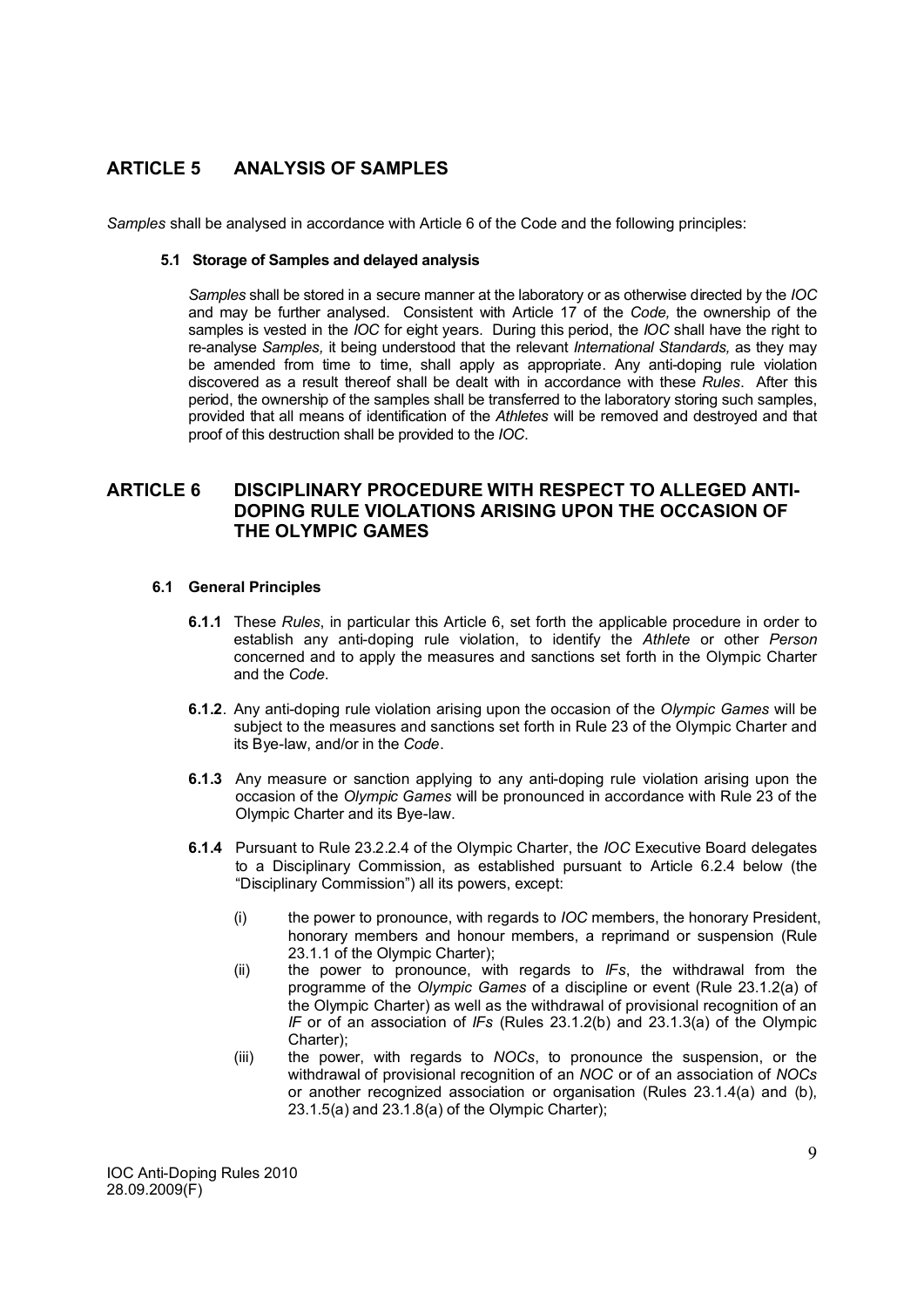## ARTICLE 5 ANALYSIS OF SAMPLES

*Samples* shall be analysed in accordance with Article 6 of the Code and the following principles:

### 5.1 Storage of Samples and delayed analysis

*Samples* shall be stored in a secure manner at the laboratory or as otherwise directed by the *IOC* and may be further analysed. Consistent with Article 17 of the *Code,* the ownership of the samples is vested in the *IOC* for eight years. During this period, the *IOC* shall have the right to re-analyse *Samples,* it being understood that the relevant *International Standards,* as they may be amended from time to time, shall apply as appropriate. Any anti-doping rule violation discovered as a result thereof shall be dealt with in accordance with these *Rules*. After this period, the ownership of the samples shall be transferred to the laboratory storing such samples, provided that all means of identification of the *Athletes* will be removed and destroyed and that proof of this destruction shall be provided to the *IOC*.

## ARTICLE 6 DISCIPLINARY PROCEDURE WITH RESPECT TO ALLEGED ANTI-DOPING RULE VIOLATIONS ARISING UPON THE OCCASION OF THE OLYMPIC GAMES

### 6.1 General Principles

**6.1.1** These *Rules*, in particular this Article 6, set forth the applicable procedure in order to establish any anti-doping rule violation, to identify the *Athlete* or other *Person* concerned and to apply the measures and sanctions set forth in the Olympic Charter and the *Code*.

**6.1.2**. Any anti-doping rule violation arising upon the occasion of the *Olympic Games* will be subject to the measures and sanctions set forth in Rule 23 of the Olympic Charter and its Bye-law, and/or in the *Code*.

**6.1.3** Any measure or sanction applying to any anti-doping rule violation arising upon the occasion of the *Olympic Games* will be pronounced in accordance with Rule 23 of the Olympic Charter and its Bye-law.

**6.1.4** Pursuant to Rule 23.2.2.4 of the Olympic Charter, the *IOC* Executive Board delegates to a Disciplinary Commission, as established pursuant to Article 6.2.4 below (the "Disciplinary Commission") all its powers, except:

(i) the power to pronounce, with regards to *IOC* members, the honorary President, honorary members and honour members, a reprimand or suspension (Rule 23.1.1 of the Olympic Charter);

(ii) the power to pronounce, with regards to *IFs*, the withdrawal from the programme of the *Olympic Games* of a discipline or event (Rule 23.1.2(a) of the Olympic Charter) as well as the withdrawal of provisional recognition of an *IF* or of an association of *IFs* (Rules 23.1.2(b) and 23.1.3(a) of the Olympic Charter);

(iii) the power, with regards to *NOCs*, to pronounce the suspension, or the withdrawal of provisional recognition of an *NOC* or of an association of *NOCs* or another recognized association or organisation (Rules 23.1.4(a) and (b), 23.1.5(a) and 23.1.8(a) of the Olympic Charter);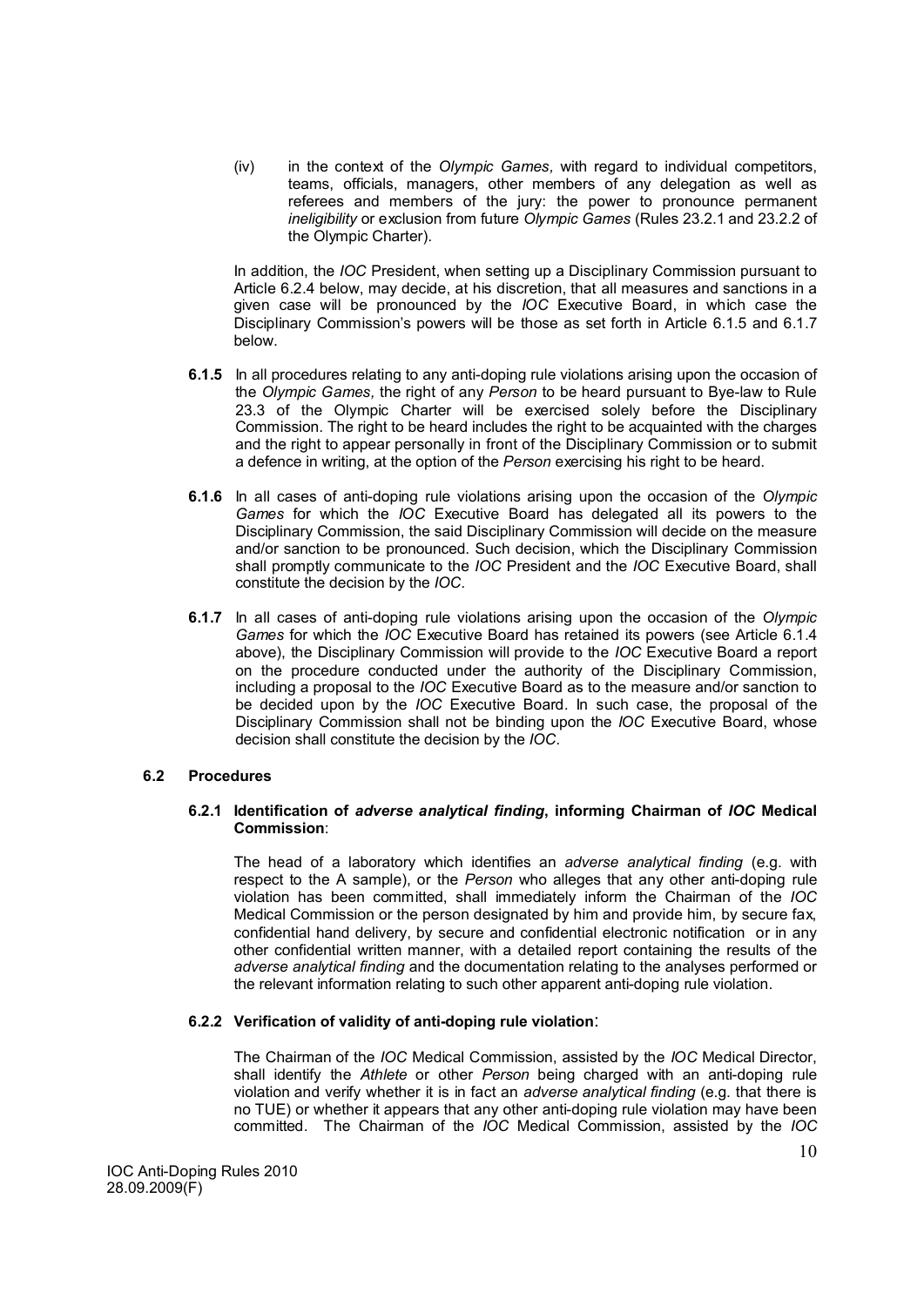(iv) in the context of the *Olympic Games,* with regard to individual competitors, teams, officials, managers, other members of any delegation as well as referees and members of the jury: the power to pronounce permanent *ineligibility* or exclusion from future *Olympic Games* (Rules 23.2.1 and 23.2.2 of the Olympic Charter).

In addition, the *IOC* President, when setting up a Disciplinary Commission pursuant to Article 6.2.4 below, may decide, at his discretion, that all measures and sanctions in a given case will be pronounced by the *IOC* Executive Board, in which case the Disciplinary Commission's powers will be those as set forth in Article 6.1.5 and 6.1.7 below.

**6.1.5** In all procedures relating to any anti-doping rule violations arising upon the occasion of the *Olympic Games,* the right of any *Person* to be heard pursuant to Bye-law to Rule 23.3 of the Olympic Charter will be exercised solely before the Disciplinary Commission. The right to be heard includes the right to be acquainted with the charges and the right to appear personally in front of the Disciplinary Commission or to submit a defence in writing, at the option of the *Person* exercising his right to be heard.

**6.1.6** In all cases of anti-doping rule violations arising upon the occasion of the *Olympic Games* for which the *IOC* Executive Board has delegated all its powers to the Disciplinary Commission, the said Disciplinary Commission will decide on the measure and/or sanction to be pronounced. Such decision, which the Disciplinary Commission shall promptly communicate to the *IOC* President and the *IOC* Executive Board, shall constitute the decision by the *IOC*.

**6.1.7** In all cases of anti-doping rule violations arising upon the occasion of the *Olympic Games* for which the *IOC* Executive Board has retained its powers (see Article 6.1.4 above), the Disciplinary Commission will provide to the *IOC* Executive Board a report on the procedure conducted under the authority of the Disciplinary Commission, including a proposal to the *IOC* Executive Board as to the measure and/or sanction to be decided upon by the *IOC* Executive Board. In such case, the proposal of the Disciplinary Commission shall not be binding upon the *IOC* Executive Board, whose decision shall constitute the decision by the *IOC*.

## 6.2 Procedures

### 6.2.1 Identification of *adverse analytical finding*, informing Chairman of *IOC* Medical Commission:

The head of a laboratory which identifies an *adverse analytical finding* (e.g. with respect to the A sample), or the *Person* who alleges that any other anti-doping rule violation has been committed, shall immediately inform the Chairman of the *IOC* Medical Commission or the person designated by him and provide him, by secure fax, confidential hand delivery, by secure and confidential electronic notification or in any other confidential written manner, with a detailed report containing the results of the *adverse analytical finding* and the documentation relating to the analyses performed or the relevant information relating to such other apparent anti-doping rule violation.

### 6.2.2 Verification of validity of anti-doping rule violation:

The Chairman of the *IOC* Medical Commission, assisted by the *IOC* Medical Director, shall identify the *Athlete* or other *Person* being charged with an anti-doping rule violation and verify whether it is in fact an *adverse analytical finding* (e.g. that there is no TUE) or whether it appears that any other anti-doping rule violation may have been committed. The Chairman of the *IOC* Medical Commission, assisted by the *IOC*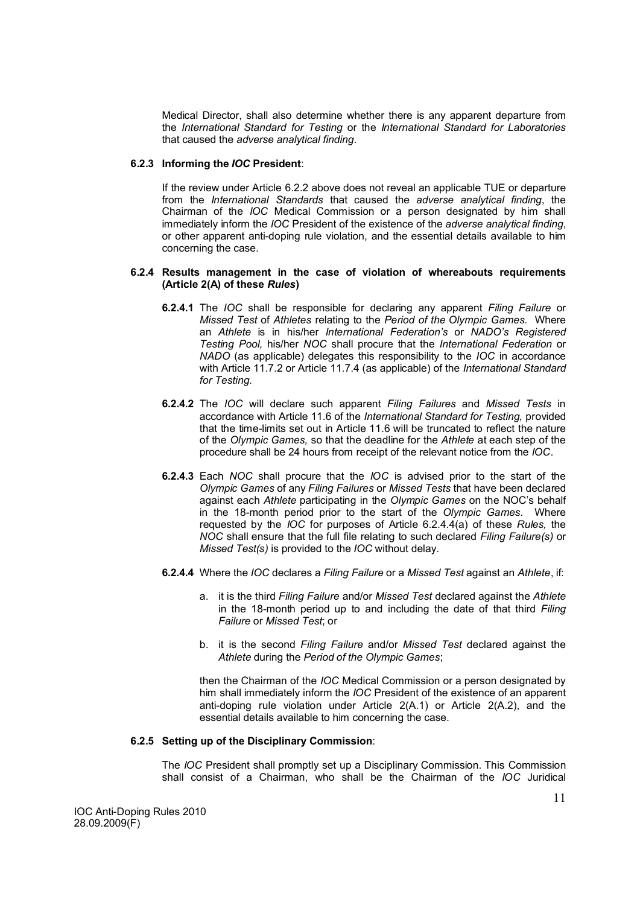Medical Director, shall also determine whether there is any apparent departure from the *International Standard for Testing* or the *International Standard for Laboratories* that caused the *adverse analytical finding*.

**6.2.3 Informing the *IOC* President**:

If the review under Article 6.2.2 above does not reveal an applicable TUE or departure from the *International Standards* that caused the *adverse analytical finding*, the Chairman of the *IOC* Medical Commission or a person designated by him shall immediately inform the *IOC* President of the existence of the *adverse analytical finding*, or other apparent anti-doping rule violation, and the essential details available to him concerning the case.

**6.2.4 Results management in the case of violation of whereabouts requirements (Article 2(A) of these *Rules*)**

**6.2.4.1** The *IOC* shall be responsible for declaring any apparent *Filing Failure* or *Missed Test* of *Athletes* relating to the *Period of the Olympic Games.* Where an *Athlete* is in his/her *International Federation's* or *NADO's Registered Testing Pool,* his/her *NOC* shall procure that the *International Federation* or *NADO* (as applicable) delegates this responsibility to the *IOC* in accordance with Article 11.7.2 or Article 11.7.4 (as applicable) of the *International Standard for Testing.*

**6.2.4.2** The *IOC* will declare such apparent *Filing Failures* and *Missed Tests* in accordance with Article 11.6 of the *International Standard for Testing,* provided that the time-limits set out in Article 11.6 will be truncated to reflect the nature of the *Olympic Games,* so that the deadline for the *Athlete* at each step of the procedure shall be 24 hours from receipt of the relevant notice from the *IOC*.

**6.2.4.3** Each *NOC* shall procure that the *IOC* is advised prior to the start of the *Olympic Games* of any *Filing Failures* or *Missed Tests* that have been declared against each *Athlete* participating in the *Olympic Games* on the NOC's behalf in the 18-month period prior to the start of the *Olympic Games*. Where requested by the *IOC* for purposes of Article 6.2.4.4(a) of these *Rules,* the *NOC* shall ensure that the full file relating to such declared *Filing Failure(s)* or *Missed Test(s)* is provided to the *IOC* without delay.

**6.2.4.4** Where the *IOC* declares a *Filing Failure* or a *Missed Test* against an *Athlete*, if:

a. it is the third *Filing Failure* and/or *Missed Test* declared against the *Athlete* in the 18-month period up to and including the date of that third *Filing Failure* or *Missed Test*; or

b. it is the second *Filing Failure* and/or *Missed Test* declared against the *Athlete* during the *Period of the Olympic Games*;

then the Chairman of the *IOC* Medical Commission or a person designated by him shall immediately inform the *IOC* President of the existence of an apparent anti-doping rule violation under Article 2(A.1) or Article 2(A.2), and the essential details available to him concerning the case.

**6.2.5 Setting up of the Disciplinary Commission**:

The *IOC* President shall promptly set up a Disciplinary Commission. This Commission shall consist of a Chairman, who shall be the Chairman of the *IOC* Juridical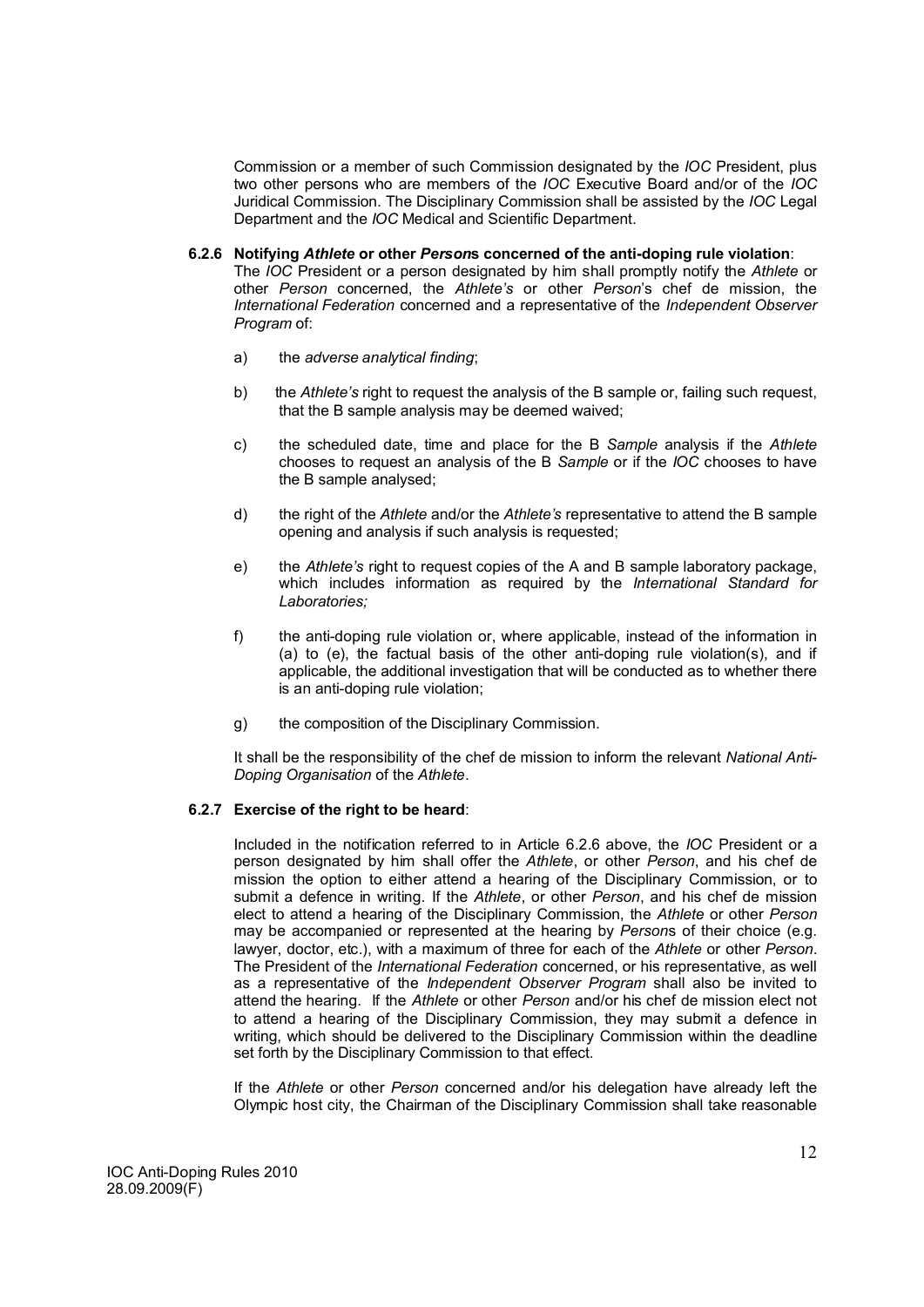Commission or a member of such Commission designated by the *IOC* President, plus two other persons who are members of the *IOC* Executive Board and/or of the *IOC* Juridical Commission. The Disciplinary Commission shall be assisted by the *IOC* Legal Department and the *IOC* Medical and Scientific Department.

**6.2.6 Notifying *Athlete* or other *Person*s concerned of the anti-doping rule violation**:

The *IOC* President or a person designated by him shall promptly notify the *Athlete* or other *Person* concerned, the *Athlete's* or other *Person*'s chef de mission, the *International Federation* concerned and a representative of the *Independent Observer Program* of:

a) the *adverse analytical finding*;

b) the *Athlete's* right to request the analysis of the B sample or, failing such request, that the B sample analysis may be deemed waived;

c) the scheduled date, time and place for the B *Sample* analysis if the *Athlete* chooses to request an analysis of the B *Sample* or if the *IOC* chooses to have the B sample analysed;

d) the right of the *Athlete* and/or the *Athlete's* representative to attend the B sample opening and analysis if such analysis is requested;

e) the *Athlete's* right to request copies of the A and B sample laboratory package, which includes information as required by the *International Standard for Laboratories;*

f) the anti-doping rule violation or, where applicable, instead of the information in (a) to (e), the factual basis of the other anti-doping rule violation(s), and if applicable, the additional investigation that will be conducted as to whether there is an anti-doping rule violation;

g) the composition of the Disciplinary Commission.

It shall be the responsibility of the chef de mission to inform the relevant *National Anti-Doping Organisation* of the *Athlete*.

**6.2.7 Exercise of the right to be heard**:

Included in the notification referred to in Article 6.2.6 above, the *IOC* President or a person designated by him shall offer the *Athlete*, or other *Person*, and his chef de mission the option to either attend a hearing of the Disciplinary Commission, or to submit a defence in writing. If the *Athlete*, or other *Person*, and his chef de mission elect to attend a hearing of the Disciplinary Commission, the *Athlete* or other *Person* may be accompanied or represented at the hearing by *Person*s of their choice (e.g. lawyer, doctor, etc.), with a maximum of three for each of the *Athlete* or other *Person*. The President of the *International Federation* concerned, or his representative, as well as a representative of the *Independent Observer Program* shall also be invited to attend the hearing. If the *Athlete* or other *Person* and/or his chef de mission elect not to attend a hearing of the Disciplinary Commission, they may submit a defence in writing, which should be delivered to the Disciplinary Commission within the deadline set forth by the Disciplinary Commission to that effect.

If the *Athlete* or other *Person* concerned and/or his delegation have already left the Olympic host city, the Chairman of the Disciplinary Commission shall take reasonable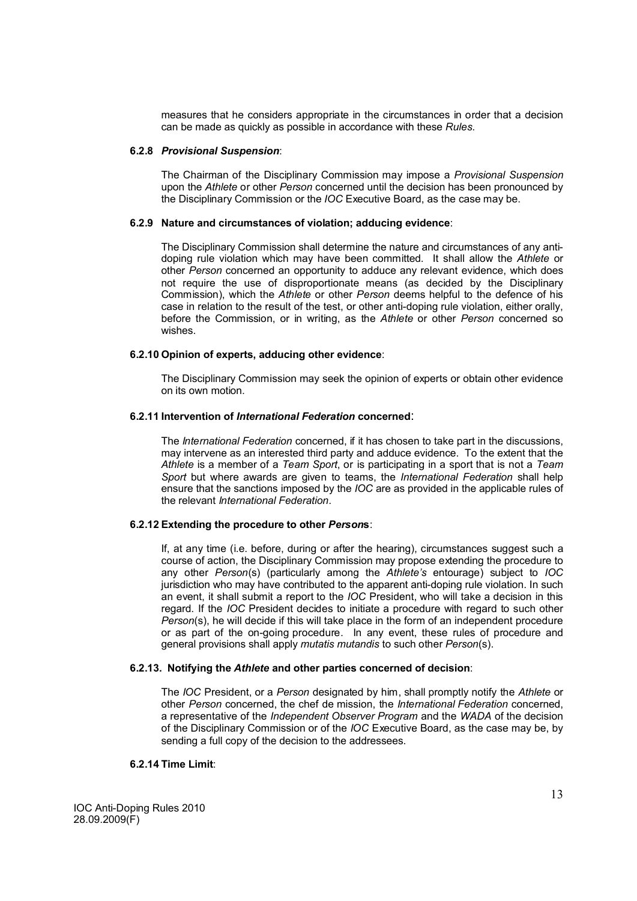measures that he considers appropriate in the circumstances in order that a decision can be made as quickly as possible in accordance with these *Rules.*

**6.2.8** ***Provisional Suspension***:

The Chairman of the Disciplinary Commission may impose a *Provisional Suspension* upon the *Athlete* or other *Person* concerned until the decision has been pronounced by the Disciplinary Commission or the *IOC* Executive Board, as the case may be.

**6.2.9 Nature and circumstances of violation; adducing evidence**:

The Disciplinary Commission shall determine the nature and circumstances of any anti-doping rule violation which may have been committed. It shall allow the *Athlete* or other *Person* concerned an opportunity to adduce any relevant evidence, which does not require the use of disproportionate means (as decided by the Disciplinary Commission), which the *Athlete* or other *Person* deems helpful to the defence of his case in relation to the result of the test, or other anti-doping rule violation, either orally, before the Commission, or in writing, as the *Athlete* or other *Person* concerned so wishes.

**6.2.10 Opinion of experts, adducing other evidence**:

The Disciplinary Commission may seek the opinion of experts or obtain other evidence on its own motion.

**6.2.11 Intervention of *International Federation* concerned**:

The *International Federation* concerned, if it has chosen to take part in the discussions, may intervene as an interested third party and adduce evidence. To the extent that the *Athlete* is a member of a *Team Sport*, or is participating in a sport that is not a *Team Sport* but where awards are given to teams, the *International Federation* shall help ensure that the sanctions imposed by the *IOC* are as provided in the applicable rules of the relevant *International Federation*.

**6.2.12 Extending the procedure to other *Person*s**:

If, at any time (i.e. before, during or after the hearing), circumstances suggest such a course of action, the Disciplinary Commission may propose extending the procedure to any other *Person*(s) (particularly among the *Athlete's* entourage) subject to *IOC* jurisdiction who may have contributed to the apparent anti-doping rule violation. In such an event, it shall submit a report to the *IOC* President, who will take a decision in this regard. If the *IOC* President decides to initiate a procedure with regard to such other *Person*(s), he will decide if this will take place in the form of an independent procedure or as part of the on-going procedure. In any event, these rules of procedure and general provisions shall apply *mutatis mutandis* to such other *Person*(s).

**6.2.13. Notifying the *Athlete* and other parties concerned of decision**:

The *IOC* President, or a *Person* designated by him, shall promptly notify the *Athlete* or other *Person* concerned, the chef de mission, the *International Federation* concerned, a representative of the *Independent Observer Program* and the *WADA* of the decision of the Disciplinary Commission or of the *IOC* Executive Board, as the case may be, by sending a full copy of the decision to the addressees.

**6.2.14 Time Limit**: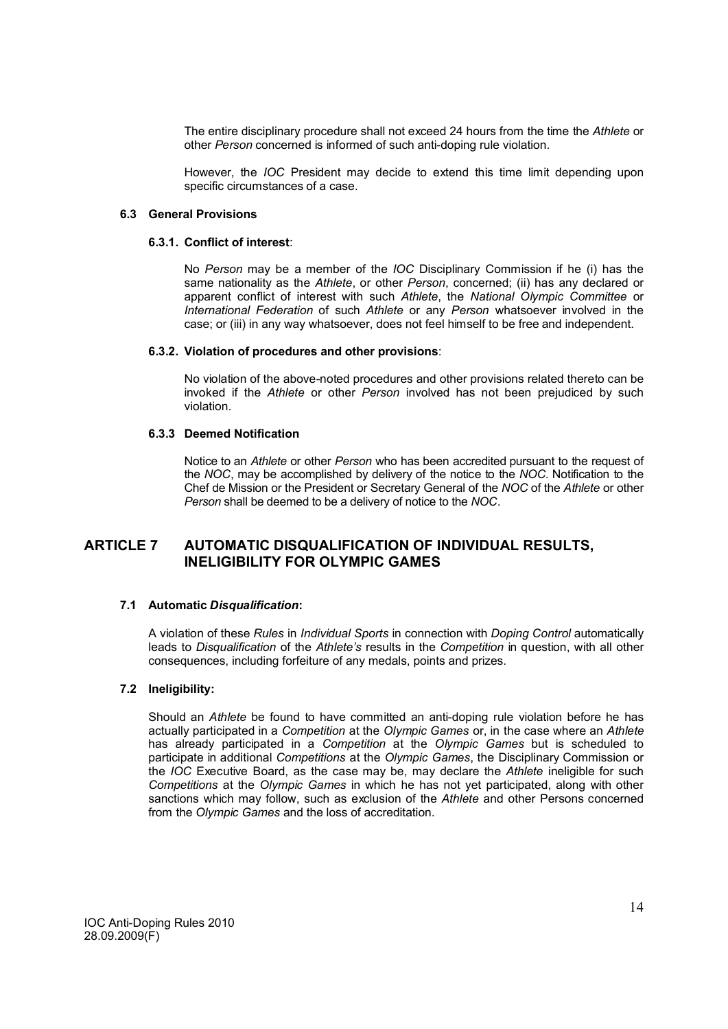The entire disciplinary procedure shall not exceed 24 hours from the time the *Athlete* or other *Person* concerned is informed of such anti-doping rule violation.

However, the *IOC* President may decide to extend this time limit depending upon specific circumstances of a case.

### 6.3 General Provisions

#### 6.3.1. Conflict of interest:

No *Person* may be a member of the *IOC* Disciplinary Commission if he (i) has the same nationality as the *Athlete*, or other *Person*, concerned; (ii) has any declared or apparent conflict of interest with such *Athlete*, the *National Olympic Committee* or *International Federation* of such *Athlete* or any *Person* whatsoever involved in the case; or (iii) in any way whatsoever, does not feel himself to be free and independent.

#### 6.3.2. Violation of procedures and other provisions:

No violation of the above-noted procedures and other provisions related thereto can be invoked if the *Athlete* or other *Person* involved has not been prejudiced by such violation.

#### 6.3.3 Deemed Notification

Notice to an *Athlete* or other *Person* who has been accredited pursuant to the request of the *NOC*, may be accomplished by delivery of the notice to the *NOC*. Notification to the Chef de Mission or the President or Secretary General of the *NOC* of the *Athlete* or other *Person* shall be deemed to be a delivery of notice to the *NOC*.

## ARTICLE 7 AUTOMATIC DISQUALIFICATION OF INDIVIDUAL RESULTS, INELIGIBILITY FOR OLYMPIC GAMES

### 7.1 Automatic *Disqualification*:

A violation of these *Rules* in *Individual Sports* in connection with *Doping Control* automatically leads to *Disqualification* of the *Athlete's* results in the *Competition* in question, with all other consequences, including forfeiture of any medals, points and prizes.

### 7.2 Ineligibility:

Should an *Athlete* be found to have committed an anti-doping rule violation before he has actually participated in a *Competition* at the *Olympic Games* or, in the case where an *Athlete* has already participated in a *Competition* at the *Olympic Games* but is scheduled to participate in additional *Competitions* at the *Olympic Games*, the Disciplinary Commission or the *IOC* Executive Board, as the case may be, may declare the *Athlete* ineligible for such *Competitions* at the *Olympic Games* in which he has not yet participated, along with other sanctions which may follow, such as exclusion of the *Athlete* and other Persons concerned from the *Olympic Games* and the loss of accreditation.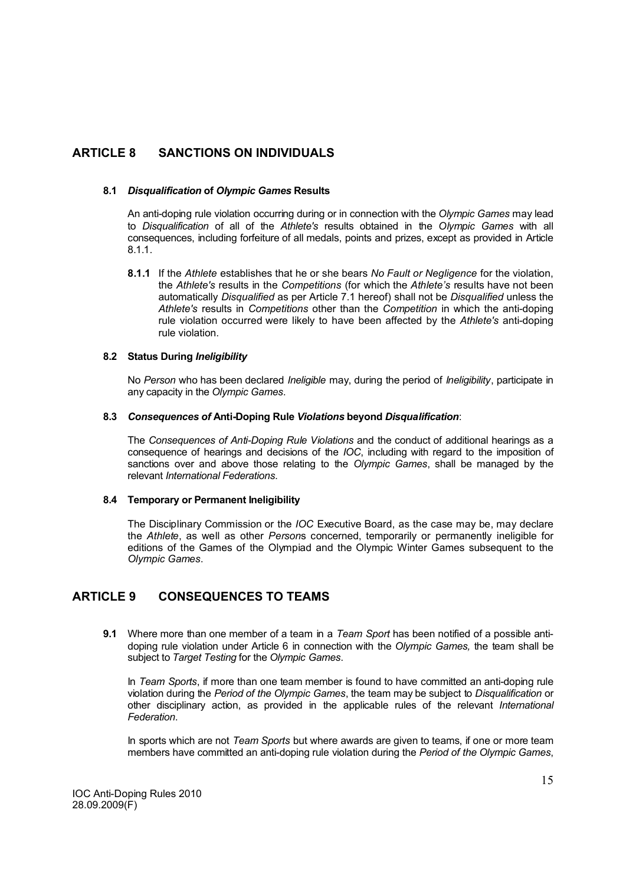## ARTICLE 8 SANCTIONS ON INDIVIDUALS

### 8.1 *Disqualification* of *Olympic Games* Results

An anti-doping rule violation occurring during or in connection with the *Olympic Games* may lead to *Disqualification* of all of the *Athlete's* results obtained in the *Olympic Games* with all consequences, including forfeiture of all medals, points and prizes, except as provided in Article 8.1.1.

**8.1.1** If the *Athlete* establishes that he or she bears *No Fault or Negligence* for the violation, the *Athlete's* results in the *Competitions* (for which the *Athlete's* results have not been automatically *Disqualified* as per Article 7.1 hereof) shall not be *Disqualified* unless the *Athlete's* results in *Competitions* other than the *Competition* in which the anti-doping rule violation occurred were likely to have been affected by the *Athlete's* anti-doping rule violation.

### 8.2 Status During *Ineligibility*

No *Person* who has been declared *Ineligible* may, during the period of *Ineligibility*, participate in any capacity in the *Olympic Games*.

### 8.3 *Consequences of* Anti-Doping Rule *Violations* beyond *Disqualification*:

The *Consequences of Anti-Doping Rule Violations* and the conduct of additional hearings as a consequence of hearings and decisions of the *IOC*, including with regard to the imposition of sanctions over and above those relating to the *Olympic Games*, shall be managed by the relevant *International Federations*.

### 8.4 Temporary or Permanent Ineligibility

The Disciplinary Commission or the *IOC* Executive Board, as the case may be, may declare the *Athlete*, as well as other *Person*s concerned, temporarily or permanently ineligible for editions of the Games of the Olympiad and the Olympic Winter Games subsequent to the *Olympic Games*.

## ARTICLE 9 CONSEQUENCES TO TEAMS

**9.1** Where more than one member of a team in a *Team Sport* has been notified of a possible anti-doping rule violation under Article 6 in connection with the *Olympic Games,* the team shall be subject to *Target Testing* for the *Olympic Games*.

In *Team Sports*, if more than one team member is found to have committed an anti-doping rule violation during the *Period of the Olympic Games*, the team may be subject to *Disqualification* or other disciplinary action, as provided in the applicable rules of the relevant *International Federation*.

In sports which are not *Team Sports* but where awards are given to teams, if one or more team members have committed an anti-doping rule violation during the *Period of the Olympic Games*,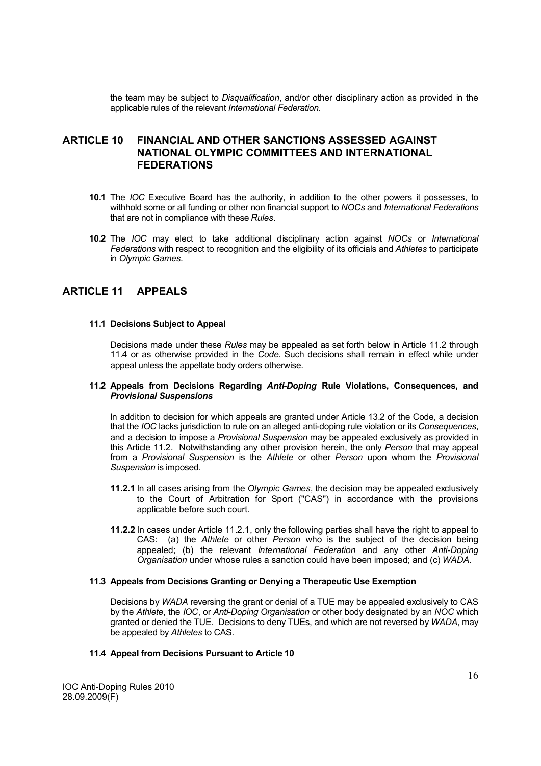the team may be subject to *Disqualification*, and/or other disciplinary action as provided in the applicable rules of the relevant *International Federation*.

## ARTICLE 10 FINANCIAL AND OTHER SANCTIONS ASSESSED AGAINST NATIONAL OLYMPIC COMMITTEES AND INTERNATIONAL FEDERATIONS

**10.1** The *IOC* Executive Board has the authority, in addition to the other powers it possesses, to withhold some or all funding or other non financial support to *NOCs* and *International Federations* that are not in compliance with these *Rules*.

**10.2** The *IOC* may elect to take additional disciplinary action against *NOCs* or *International Federations* with respect to recognition and the eligibility of its officials and *Athletes* to participate in *Olympic Games*.

## ARTICLE 11 APPEALS

### 11.1 Decisions Subject to Appeal

Decisions made under these *Rules* may be appealed as set forth below in Article 11.2 through 11.4 or as otherwise provided in the *Code*. Such decisions shall remain in effect while under appeal unless the appellate body orders otherwise.

### 11.2 Appeals from Decisions Regarding *Anti-Doping* Rule Violations, Consequences, and *Provisional Suspensions*

In addition to decision for which appeals are granted under Article 13.2 of the Code, a decision that the *IOC* lacks jurisdiction to rule on an alleged anti-doping rule violation or its *Consequences*, and a decision to impose a *Provisional Suspension* may be appealed exclusively as provided in this Article 11.2. Notwithstanding any other provision herein, the only *Person* that may appeal from a *Provisional Suspension* is the *Athlete* or other *Person* upon whom the *Provisional Suspension* is imposed.

**11.2.1** In all cases arising from the *Olympic Games*, the decision may be appealed exclusively to the Court of Arbitration for Sport ("CAS") in accordance with the provisions applicable before such court.

**11.2.2** In cases under Article 11.2.1, only the following parties shall have the right to appeal to CAS: (a) the *Athlete* or other *Person* who is the subject of the decision being appealed; (b) the relevant *International Federation* and any other *Anti-Doping Organisation* under whose rules a sanction could have been imposed; and (c) *WADA*.

### 11.3 Appeals from Decisions Granting or Denying a Therapeutic Use Exemption

Decisions by *WADA* reversing the grant or denial of a TUE may be appealed exclusively to CAS by the *Athlete*, the *IOC*, or *Anti-Doping Organisation* or other body designated by an *NOC* which granted or denied the TUE. Decisions to deny TUEs, and which are not reversed by *WADA*, may be appealed by *Athletes* to CAS.

### 11.4 Appeal from Decisions Pursuant to Article 10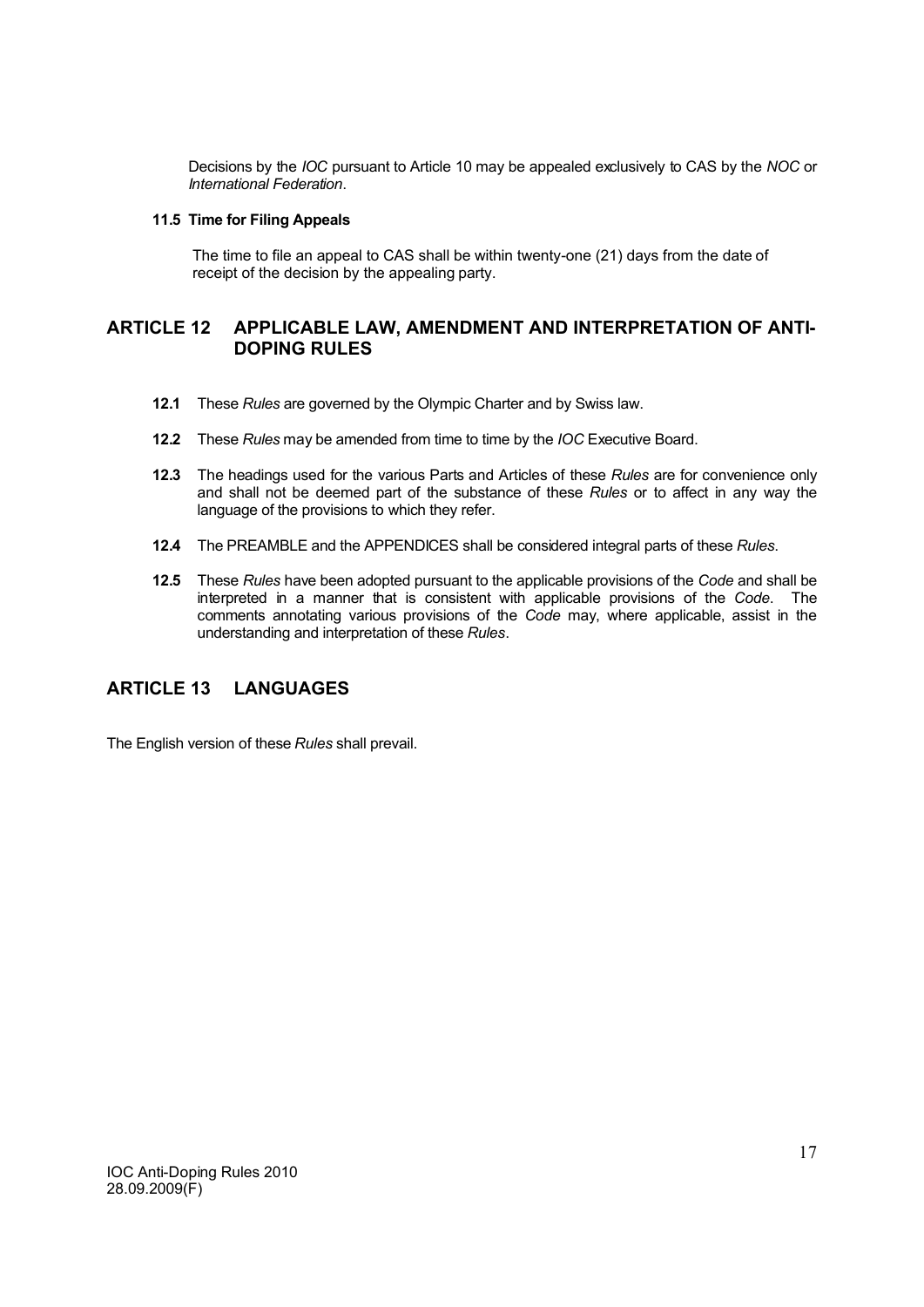Decisions by the *IOC* pursuant to Article 10 may be appealed exclusively to CAS by the *NOC* or *International Federation*.

#### 11.5 Time for Filing Appeals

The time to file an appeal to CAS shall be within twenty-one (21) days from the date of receipt of the decision by the appealing party.

## ARTICLE 12 APPLICABLE LAW, AMENDMENT AND INTERPRETATION OF ANTI-DOPING RULES

**12.1** These *Rules* are governed by the Olympic Charter and by Swiss law.

**12.2** These *Rules* may be amended from time to time by the *IOC* Executive Board.

**12.3** The headings used for the various Parts and Articles of these *Rules* are for convenience only and shall not be deemed part of the substance of these *Rules* or to affect in any way the language of the provisions to which they refer.

**12.4** The PREAMBLE and the APPENDICES shall be considered integral parts of these *Rules*.

**12.5** These *Rules* have been adopted pursuant to the applicable provisions of the *Code* and shall be interpreted in a manner that is consistent with applicable provisions of the *Code*. The comments annotating various provisions of the *Code* may, where applicable, assist in the understanding and interpretation of these *Rules*.

## ARTICLE 13 LANGUAGES

The English version of these *Rules* shall prevail.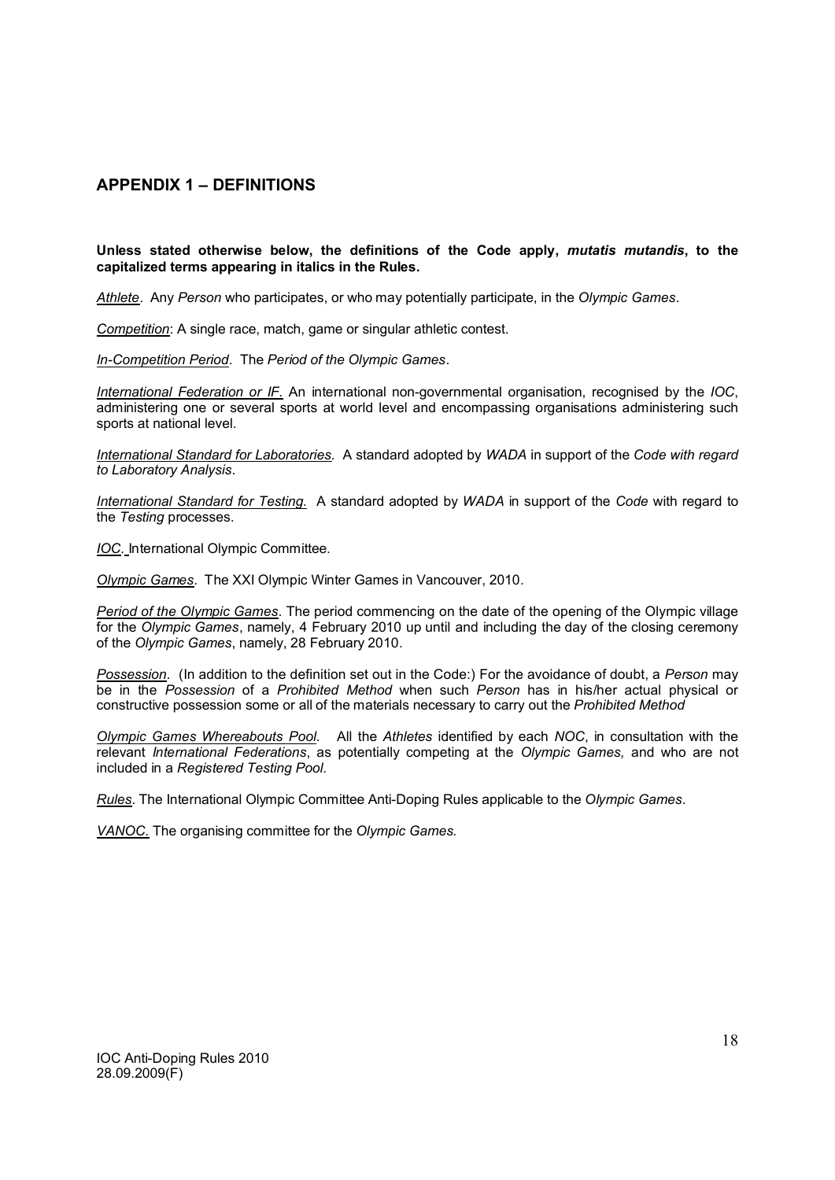## APPENDIX 1 – DEFINITIONS

**Unless stated otherwise below, the definitions of the Code apply, *mutatis mutandis*, to the capitalized terms appearing in italics in the Rules.**

*Athlete*. Any *Person* who participates, or who may potentially participate, in the *Olympic Games*.

*Competition*: A single race, match, game or singular athletic contest.

*In-Competition Period*. The *Period of the Olympic Games*.

*International Federation or IF*. An international non-governmental organisation, recognised by the *IOC*, administering one or several sports at world level and encompassing organisations administering such sports at national level.

*International Standard for Laboratories.* A standard adopted by *WADA* in support of the *Code with regard to Laboratory Analysis*.

*International Standard for Testing.* A standard adopted by *WADA* in support of the *Code* with regard to the *Testing* processes.

*IOC*. International Olympic Committee.

*Olympic Games*. The XXI Olympic Winter Games in Vancouver, 2010.

*Period of the Olympic Games*. The period commencing on the date of the opening of the Olympic village for the *Olympic Games*, namely, 4 February 2010 up until and including the day of the closing ceremony of the *Olympic Games*, namely, 28 February 2010.

*Possession*. (In addition to the definition set out in the Code:) For the avoidance of doubt, a *Person* may be in the *Possession* of a *Prohibited Method* when such *Person* has in his/her actual physical or constructive possession some or all of the materials necessary to carry out the *Prohibited Method*

*Olympic Games Whereabouts Pool*. All the *Athletes* identified by each *NOC*, in consultation with the relevant *International Federations*, as potentially competing at the *Olympic Games,* and who are not included in a *Registered Testing Pool*.

*Rules*. The International Olympic Committee Anti-Doping Rules applicable to the *Olympic Games*.

*VANOC*. The organising committee for the *Olympic Games*.

IOC Anti-Doping Rules 2010
28.09.2009(F)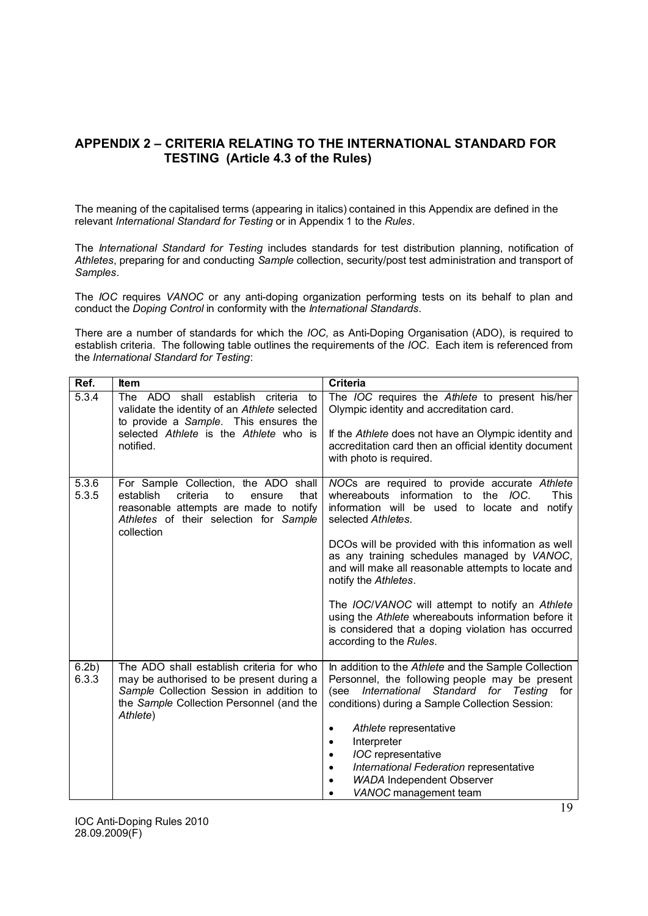## APPENDIX 2 – CRITERIA RELATING TO THE INTERNATIONAL STANDARD FOR TESTING (Article 4.3 of the Rules)

The meaning of the capitalised terms (appearing in italics) contained in this Appendix are defined in the relevant *International Standard for Testing* or in Appendix 1 to the *Rules*.

The *International Standard for Testing* includes standards for test distribution planning, notification of *Athletes*, preparing for and conducting *Sample* collection, security/post test administration and transport of *Samples*.

The *IOC* requires *VANOC* or any anti-doping organization performing tests on its behalf to plan and conduct the *Doping Control* in conformity with the *International Standards*.

There are a number of standards for which the *IOC,* as Anti-Doping Organisation (ADO), is required to establish criteria. The following table outlines the requirements of the *IOC*. Each item is referenced from the *International Standard for Testing*:

| Ref. | Item | Criteria |
|---|---|---|
| 5.3.4 | The ADO shall establish criteria to validate the identity of an *Athlete* selected to provide a *Sample*. This ensures the selected *Athlete* is the *Athlete* who is notified. | The *IOC* requires the *Athlete* to present his/her Olympic identity and accreditation card.<br><br>If the *Athlete* does not have an Olympic identity and accreditation card then an official identity document with photo is required. |
| 5.3.6<br>5.3.5 | For Sample Collection, the ADO shall establish criteria to ensure that reasonable attempts are made to notify *Athletes* of their selection for *Sample* collection | *NOC*s are required to provide accurate *Athlete* whereabouts information to the *IOC*. This information will be used to locate and notify selected *Athletes*.<br><br>DCOs will be provided with this information as well as any training schedules managed by *VANOC*, and will make all reasonable attempts to locate and notify the *Athletes*.<br><br>The *IOC*/*VANOC* will attempt to notify an *Athlete* using the *Athlete* whereabouts information before it is considered that a doping violation has occurred according to the *Rules*. |
| 6.2b)<br>6.3.3 | The ADO shall establish criteria for who may be authorised to be present during a *Sample* Collection Session in addition to the *Sample* Collection Personnel (and the *Athlete*) | In addition to the *Athlete* and the Sample Collection Personnel, the following people may be present (see *International Standard for Testing* for conditions) during a Sample Collection Session:<br><br>• *Athlete* representative<br>• Interpreter<br>• *IOC* representative<br>• *International Federation* representative<br>• *WADA* Independent Observer<br>• *VANOC* management team |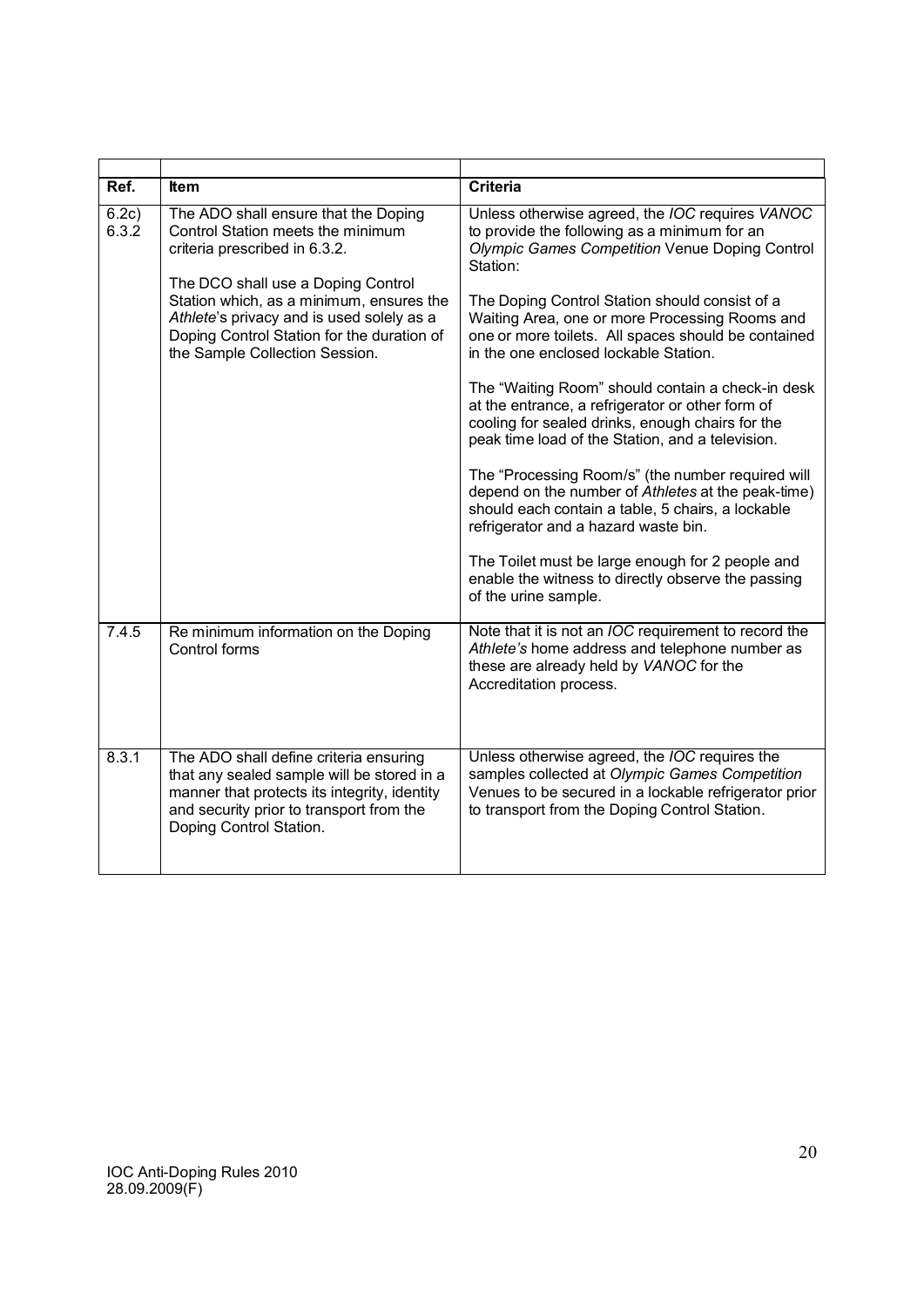| Ref. | Item | Criteria |
|---|---|---|
| 6.2c) 6.3.2 | The ADO shall ensure that the Doping Control Station meets the minimum criteria prescribed in 6.3.2.<br><br>The DCO shall use a Doping Control Station which, as a minimum, ensures the *Athlete*'s privacy and is used solely as a Doping Control Station for the duration of the Sample Collection Session. | Unless otherwise agreed, the *IOC* requires *VANOC* to provide the following as a minimum for an *Olympic Games Competition* Venue Doping Control Station:<br><br>The Doping Control Station should consist of a Waiting Area, one or more Processing Rooms and one or more toilets. All spaces should be contained in the one enclosed lockable Station.<br><br>The "Waiting Room" should contain a check-in desk at the entrance, a refrigerator or other form of cooling for sealed drinks, enough chairs for the peak time load of the Station, and a television.<br><br>The "Processing Room/s" (the number required will depend on the number of *Athletes* at the peak-time) should each contain a table, 5 chairs, a lockable refrigerator and a hazard waste bin.<br><br>The Toilet must be large enough for 2 people and enable the witness to directly observe the passing of the urine sample. |
| 7.4.5 | Re minimum information on the Doping Control forms | Note that it is not an *IOC* requirement to record the *Athlete's* home address and telephone number as these are already held by *VANOC* for the Accreditation process. |
| 8.3.1 | The ADO shall define criteria ensuring that any sealed sample will be stored in a manner that protects its integrity, identity and security prior to transport from the Doping Control Station. | Unless otherwise agreed, the *IOC* requires the samples collected at *Olympic Games Competition* Venues to be secured in a lockable refrigerator prior to transport from the Doping Control Station. |

IOC Anti-Doping Rules 2010
28.09.2009(F)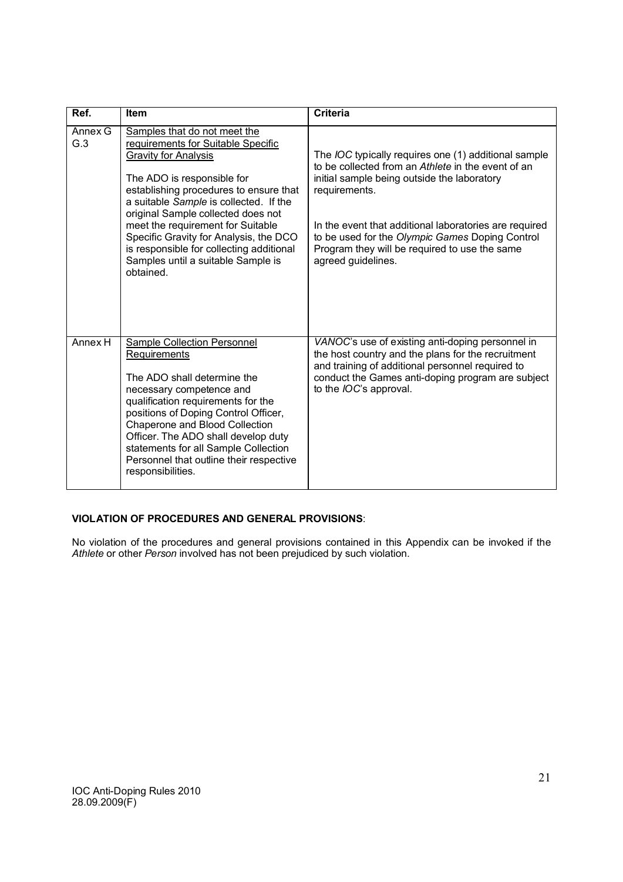| Ref. | Item | Criteria |
|---|---|---|
| Annex G G.3 | Samples that do not meet the requirements for Suitable Specific Gravity for Analysis<br><br>The ADO is responsible for establishing procedures to ensure that a suitable *Sample* is collected. If the original Sample collected does not meet the requirement for Suitable Specific Gravity for Analysis, the DCO is responsible for collecting additional Samples until a suitable Sample is obtained. | The *IOC* typically requires one (1) additional sample to be collected from an *Athlete* in the event of an initial sample being outside the laboratory requirements.<br><br>In the event that additional laboratories are required to be used for the *Olympic Games* Doping Control Program they will be required to use the same agreed guidelines. |
| Annex H | Sample Collection Personnel Requirements<br><br>The ADO shall determine the necessary competence and qualification requirements for the positions of Doping Control Officer, Chaperone and Blood Collection Officer. The ADO shall develop duty statements for all Sample Collection Personnel that outline their respective responsibilities. | *VANOC*'s use of existing anti-doping personnel in the host country and the plans for the recruitment and training of additional personnel required to conduct the Games anti-doping program are subject to the *IOC*'s approval. |

**VIOLATION OF PROCEDURES AND GENERAL PROVISIONS**:

No violation of the procedures and general provisions contained in this Appendix can be invoked if the *Athlete* or other *Person* involved has not been prejudiced by such violation.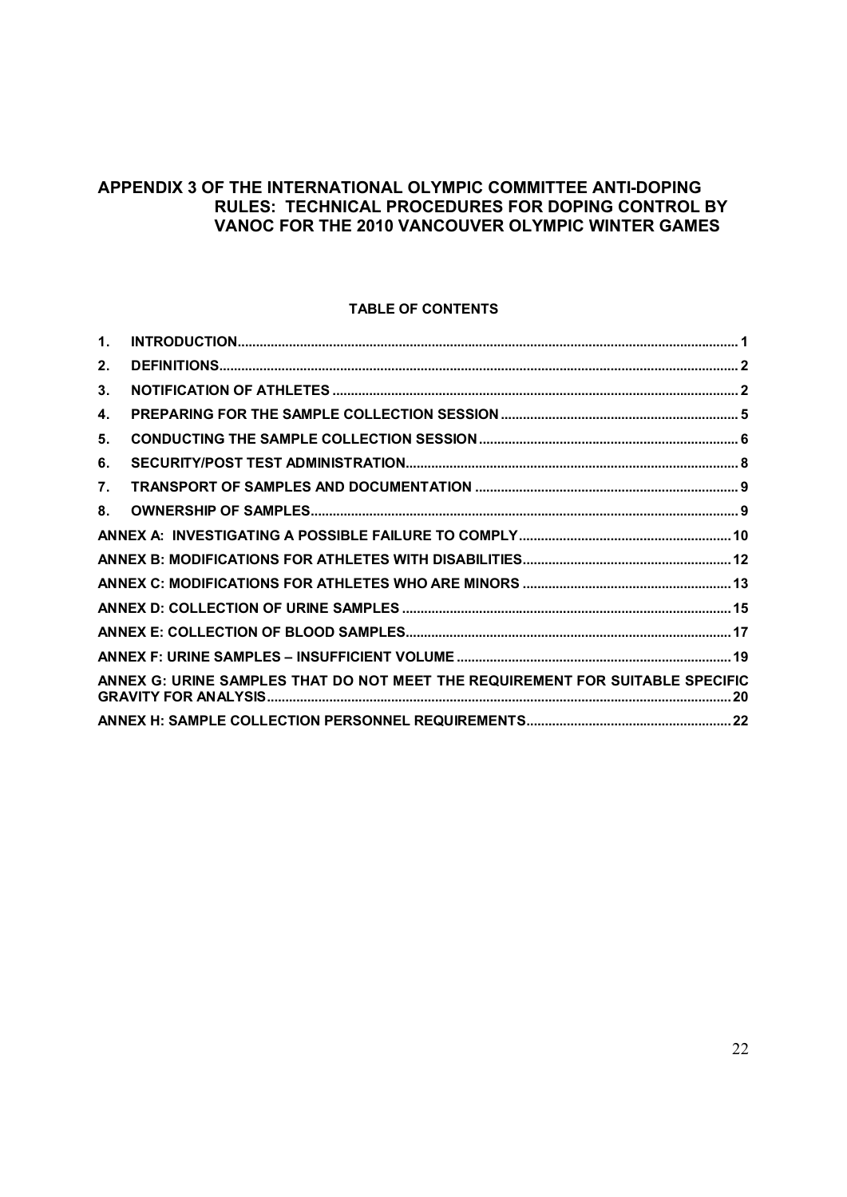# APPENDIX 3 OF THE INTERNATIONAL OLYMPIC COMMITTEE ANTI-DOPING RULES: TECHNICAL PROCEDURES FOR DOPING CONTROL BY VANOC FOR THE 2010 VANCOUVER OLYMPIC WINTER GAMES

**TABLE OF CONTENTS**

| | | |
|---|---|---|
| **1.** | **INTRODUCTION** | **1** |
| **2.** | **DEFINITIONS** | **2** |
| **3.** | **NOTIFICATION OF ATHLETES** | **2** |
| **4.** | **PREPARING FOR THE SAMPLE COLLECTION SESSION** | **5** |
| **5.** | **CONDUCTING THE SAMPLE COLLECTION SESSION** | **6** |
| **6.** | **SECURITY/POST TEST ADMINISTRATION** | **8** |
| **7.** | **TRANSPORT OF SAMPLES AND DOCUMENTATION** | **9** |
| **8.** | **OWNERSHIP OF SAMPLES** | **9** |
| | **ANNEX A: INVESTIGATING A POSSIBLE FAILURE TO COMPLY** | **10** |
| | **ANNEX B: MODIFICATIONS FOR ATHLETES WITH DISABILITIES** | **12** |
| | **ANNEX C: MODIFICATIONS FOR ATHLETES WHO ARE MINORS** | **13** |
| | **ANNEX D: COLLECTION OF URINE SAMPLES** | **15** |
| | **ANNEX E: COLLECTION OF BLOOD SAMPLES** | **17** |
| | **ANNEX F: URINE SAMPLES – INSUFFICIENT VOLUME** | **19** |
| | **ANNEX G: URINE SAMPLES THAT DO NOT MEET THE REQUIREMENT FOR SUITABLE SPECIFIC GRAVITY FOR ANALYSIS** | **20** |
| | **ANNEX H: SAMPLE COLLECTION PERSONNEL REQUIREMENTS** | **22** |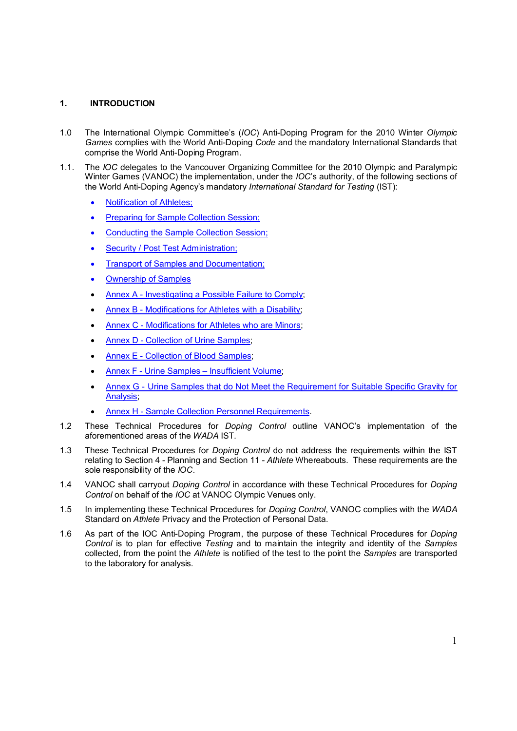## 1. INTRODUCTION

1.0 The International Olympic Committee's (*IOC*) Anti-Doping Program for the 2010 Winter *Olympic Games* complies with the World Anti-Doping *Code* and the mandatory International Standards that comprise the World Anti-Doping Program.

1.1. The *IOC* delegates to the Vancouver Organizing Committee for the 2010 Olympic and Paralympic Winter Games (VANOC) the implementation, under the *IOC*'s authority, of the following sections of the World Anti-Doping Agency's mandatory *International Standard for Testing* (IST):

- Notification of Athletes;
- Preparing for Sample Collection Session;
- Conducting the Sample Collection Session;
- Security / Post Test Administration;
- Transport of Samples and Documentation;
- Ownership of Samples
- Annex A - Investigating a Possible Failure to Comply;
- Annex B - Modifications for Athletes with a Disability;
- Annex C - Modifications for Athletes who are Minors;
- Annex D - Collection of Urine Samples;
- Annex E - Collection of Blood Samples;
- Annex F - Urine Samples – Insufficient Volume;
- Annex G - Urine Samples that do Not Meet the Requirement for Suitable Specific Gravity for Analysis;
- Annex H - Sample Collection Personnel Requirements.

1.2 These Technical Procedures for *Doping Control* outline VANOC's implementation of the aforementioned areas of the *WADA* IST.

1.3 These Technical Procedures for *Doping Control* do not address the requirements within the IST relating to Section 4 - Planning and Section 11 - *Athlete* Whereabouts. These requirements are the sole responsibility of the *IOC*.

1.4 VANOC shall carryout *Doping Control* in accordance with these Technical Procedures for *Doping Control* on behalf of the *IOC* at VANOC Olympic Venues only.

1.5 In implementing these Technical Procedures for *Doping Control*, VANOC complies with the *WADA* Standard on *Athlete* Privacy and the Protection of Personal Data.

1.6 As part of the IOC Anti-Doping Program, the purpose of these Technical Procedures for *Doping Control* is to plan for effective *Testing* and to maintain the integrity and identity of the *Samples* collected, from the point the *Athlete* is notified of the test to the point the *Samples* are transported to the laboratory for analysis.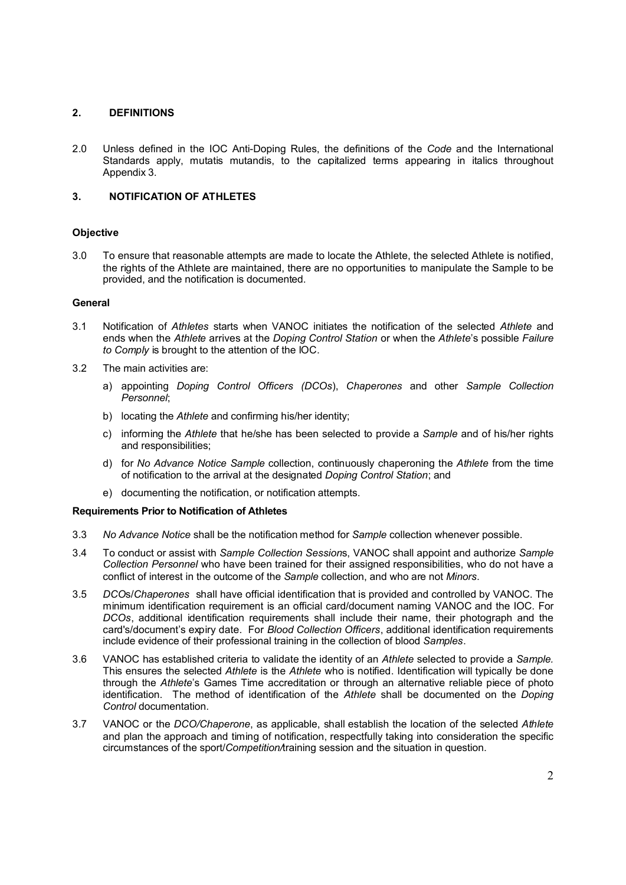## 2. DEFINITIONS

2.0 Unless defined in the IOC Anti-Doping Rules, the definitions of the *Code* and the International Standards apply, mutatis mutandis, to the capitalized terms appearing in italics throughout Appendix 3.

## 3. NOTIFICATION OF ATHLETES

**Objective**

3.0 To ensure that reasonable attempts are made to locate the Athlete, the selected Athlete is notified, the rights of the Athlete are maintained, there are no opportunities to manipulate the Sample to be provided, and the notification is documented.

**General**

3.1 Notification of *Athletes* starts when VANOC initiates the notification of the selected *Athlete* and ends when the *Athlete* arrives at the *Doping Control Station* or when the *Athlete*'s possible *Failure to Comply* is brought to the attention of the IOC.

3.2 The main activities are:

a) appointing *Doping Control Officers (DCOs)*, *Chaperones* and other *Sample Collection Personnel*;

b) locating the *Athlete* and confirming his/her identity;

c) informing the *Athlete* that he/she has been selected to provide a *Sample* and of his/her rights and responsibilities;

d) for *No Advance Notice Sample* collection, continuously chaperoning the *Athlete* from the time of notification to the arrival at the designated *Doping Control Station*; and

e) documenting the notification, or notification attempts.

**Requirements Prior to Notification of Athletes**

3.3 *No Advance Notice* shall be the notification method for *Sample* collection whenever possible.

3.4 To conduct or assist with *Sample Collection Session*s, VANOC shall appoint and authorize *Sample Collection Personnel* who have been trained for their assigned responsibilities, who do not have a conflict of interest in the outcome of the *Sample* collection, and who are not *Minors*.

3.5 *DCOs*/*Chaperones* shall have official identification that is provided and controlled by VANOC. The minimum identification requirement is an official card/document naming VANOC and the IOC. For *DCOs*, additional identification requirements shall include their name, their photograph and the card's/document's expiry date. For *Blood Collection Officers*, additional identification requirements include evidence of their professional training in the collection of blood *Samples*.

3.6 VANOC has established criteria to validate the identity of an *Athlete* selected to provide a *Sample.* This ensures the selected *Athlete* is the *Athlete* who is notified. Identification will typically be done through the *Athlete*'s Games Time accreditation or through an alternative reliable piece of photo identification. The method of identification of the *Athlete* shall be documented on the *Doping Control* documentation.

3.7 VANOC or the *DCO/Chaperone*, as applicable, shall establish the location of the selected *Athlete* and plan the approach and timing of notification, respectfully taking into consideration the specific circumstances of the sport/*Competition*/training session and the situation in question.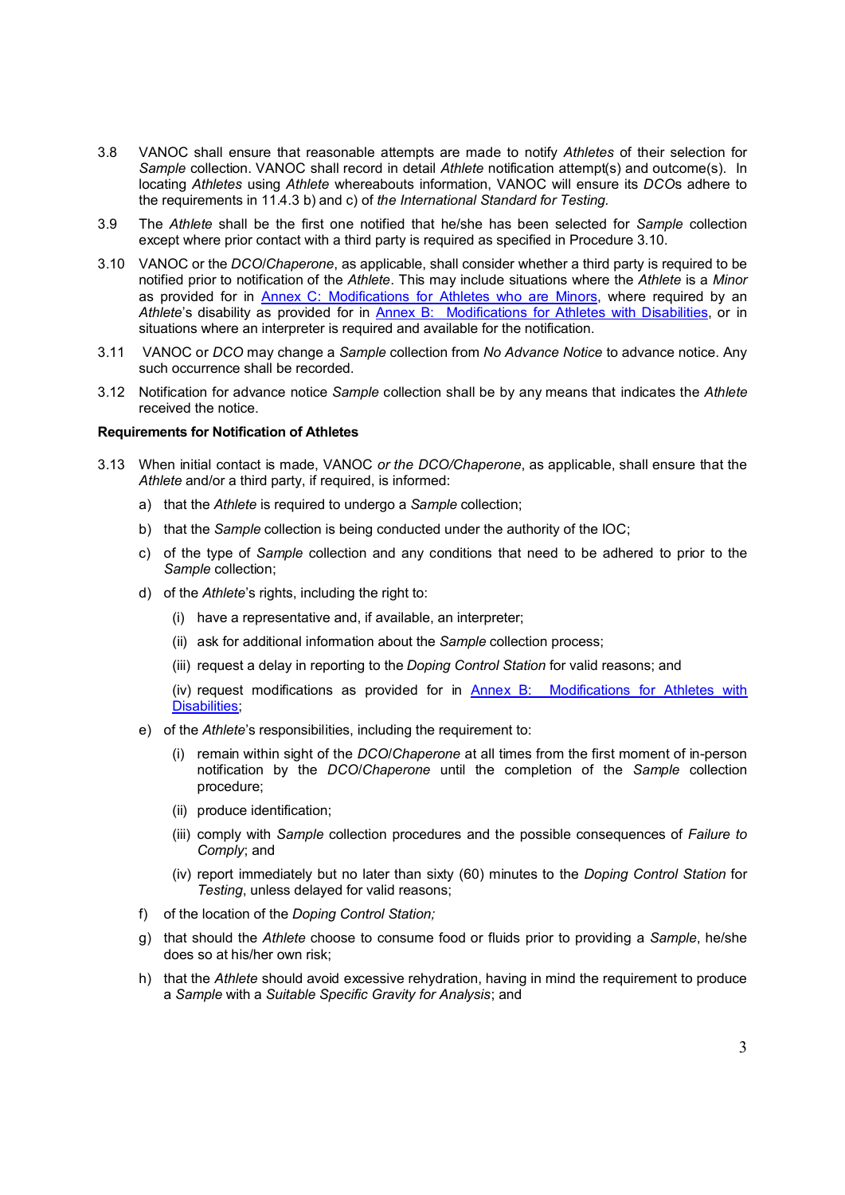3.8 VANOC shall ensure that reasonable attempts are made to notify *Athletes* of their selection for *Sample* collection. VANOC shall record in detail *Athlete* notification attempt(s) and outcome(s). In locating *Athletes* using *Athlete* whereabouts information, VANOC will ensure its *DCO*s adhere to the requirements in 11.4.3 b) and c) of *the International Standard for Testing.*

3.9 The *Athlete* shall be the first one notified that he/she has been selected for *Sample* collection except where prior contact with a third party is required as specified in Procedure 3.10.

3.10 VANOC or the *DCO*/*Chaperone*, as applicable, shall consider whether a third party is required to be notified prior to notification of the *Athlete*. This may include situations where the *Athlete* is a *Minor* as provided for in Annex C: Modifications for Athletes who are Minors, where required by an *Athlete*'s disability as provided for in Annex B: Modifications for Athletes with Disabilities, or in situations where an interpreter is required and available for the notification.

3.11 VANOC or *DCO* may change a *Sample* collection from *No Advance Notice* to advance notice. Any such occurrence shall be recorded.

3.12 Notification for advance notice *Sample* collection shall be by any means that indicates the *Athlete* received the notice.

**Requirements for Notification of Athletes**

3.13 When initial contact is made, VANOC *or the DCO/Chaperone*, as applicable, shall ensure that the *Athlete* and/or a third party, if required, is informed:

a) that the *Athlete* is required to undergo a *Sample* collection;

b) that the *Sample* collection is being conducted under the authority of the IOC;

c) of the type of *Sample* collection and any conditions that need to be adhered to prior to the *Sample* collection;

d) of the *Athlete*'s rights, including the right to:

   (i) have a representative and, if available, an interpreter;

   (ii) ask for additional information about the *Sample* collection process;

   (iii) request a delay in reporting to the *Doping Control Station* for valid reasons; and

   (iv) request modifications as provided for in Annex B: Modifications for Athletes with Disabilities;

e) of the *Athlete*'s responsibilities, including the requirement to:

   (i) remain within sight of the *DCO*/*Chaperone* at all times from the first moment of in-person notification by the *DCO*/*Chaperone* until the completion of the *Sample* collection procedure;

   (ii) produce identification;

   (iii) comply with *Sample* collection procedures and the possible consequences of *Failure to Comply*; and

   (iv) report immediately but no later than sixty (60) minutes to the *Doping Control Station* for *Testing*, unless delayed for valid reasons;

f) of the location of the *Doping Control Station;*

g) that should the *Athlete* choose to consume food or fluids prior to providing a *Sample*, he/she does so at his/her own risk;

h) that the *Athlete* should avoid excessive rehydration, having in mind the requirement to produce a *Sample* with a *Suitable Specific Gravity for Analysis*; and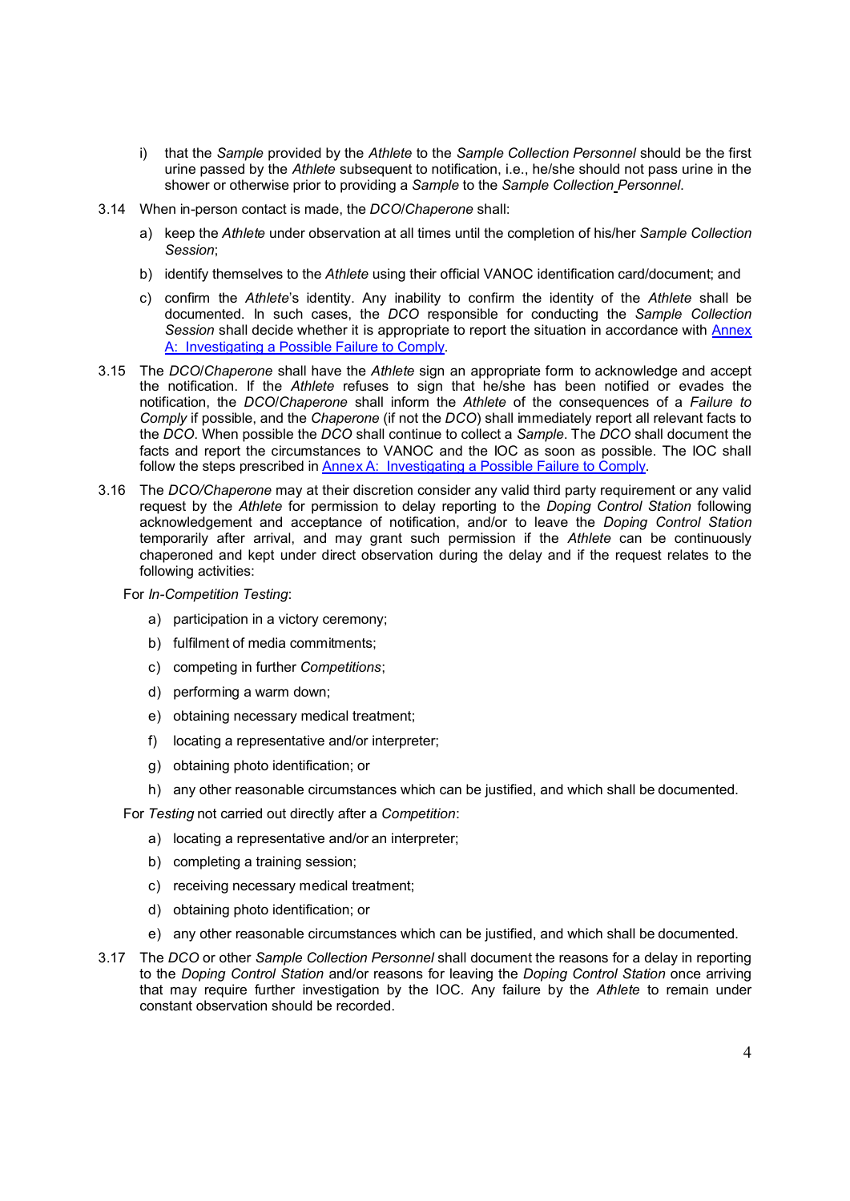i) that the *Sample* provided by the *Athlete* to the *Sample Collection Personnel* should be the first urine passed by the *Athlete* subsequent to notification, i.e., he/she should not pass urine in the shower or otherwise prior to providing a *Sample* to the *Sample Collection Personnel*.

3.14 When in-person contact is made, the *DCO*/*Chaperone* shall:

a) keep the *Athlete* under observation at all times until the completion of his/her *Sample Collection Session*;

b) identify themselves to the *Athlete* using their official VANOC identification card/document; and

c) confirm the *Athlete*'s identity. Any inability to confirm the identity of the *Athlete* shall be documented. In such cases, the *DCO* responsible for conducting the *Sample Collection Session* shall decide whether it is appropriate to report the situation in accordance with [Annex A: Investigating a Possible Failure to Comply](#).

3.15 The *DCO*/*Chaperone* shall have the *Athlete* sign an appropriate form to acknowledge and accept the notification. If the *Athlete* refuses to sign that he/she has been notified or evades the notification, the *DCO*/*Chaperone* shall inform the *Athlete* of the consequences of a *Failure to Comply* if possible, and the *Chaperone* (if not the *DCO*) shall immediately report all relevant facts to the *DCO*. When possible the *DCO* shall continue to collect a *Sample*. The *DCO* shall document the facts and report the circumstances to VANOC and the IOC as soon as possible. The IOC shall follow the steps prescribed in [Annex A: Investigating a Possible Failure to Comply](#).

3.16 The *DCO/Chaperone* may at their discretion consider any valid third party requirement or any valid request by the *Athlete* for permission to delay reporting to the *Doping Control Station* following acknowledgement and acceptance of notification, and/or to leave the *Doping Control Station* temporarily after arrival, and may grant such permission if the *Athlete* can be continuously chaperoned and kept under direct observation during the delay and if the request relates to the following activities:

For *In-Competition Testing*:

a) participation in a victory ceremony;

b) fulfilment of media commitments;

c) competing in further *Competitions*;

d) performing a warm down;

e) obtaining necessary medical treatment;

f) locating a representative and/or interpreter;

g) obtaining photo identification; or

h) any other reasonable circumstances which can be justified, and which shall be documented.

For *Testing* not carried out directly after a *Competition*:

a) locating a representative and/or an interpreter;

b) completing a training session;

c) receiving necessary medical treatment;

d) obtaining photo identification; or

e) any other reasonable circumstances which can be justified, and which shall be documented.

3.17 The *DCO* or other *Sample Collection Personnel* shall document the reasons for a delay in reporting to the *Doping Control Station* and/or reasons for leaving the *Doping Control Station* once arriving that may require further investigation by the IOC. Any failure by the *Athlete* to remain under constant observation should be recorded.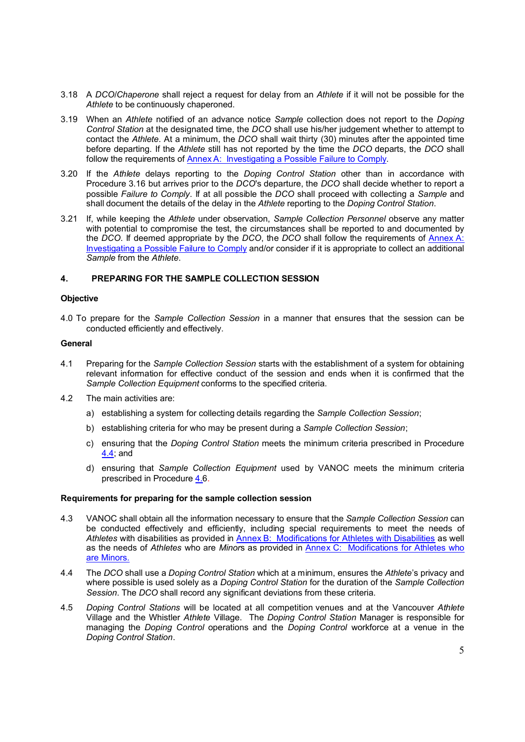3.18 A *DCO*/*Chaperone* shall reject a request for delay from an *Athlete* if it will not be possible for the *Athlete* to be continuously chaperoned.

3.19 When an *Athlete* notified of an advance notice *Sample* collection does not report to the *Doping Control Station* at the designated time, the *DCO* shall use his/her judgement whether to attempt to contact the *Athlete*. At a minimum, the *DCO* shall wait thirty (30) minutes after the appointed time before departing. If the *Athlete* still has not reported by the time the *DCO* departs, the *DCO* shall follow the requirements of Annex A: Investigating a Possible Failure to Comply.

3.20 If the *Athlete* delays reporting to the *Doping Control Station* other than in accordance with Procedure 3.16 but arrives prior to the *DCO*'s departure, the *DCO* shall decide whether to report a possible *Failure to Comply*. If at all possible the *DCO* shall proceed with collecting a *Sample* and shall document the details of the delay in the *Athlete* reporting to the *Doping Control Station*.

3.21 If, while keeping the *Athlete* under observation, *Sample Collection Personnel* observe any matter with potential to compromise the test, the circumstances shall be reported to and documented by the *DCO*. If deemed appropriate by the *DCO*, the *DCO* shall follow the requirements of Annex A: Investigating a Possible Failure to Comply and/or consider if it is appropriate to collect an additional *Sample* from the *Athlete*.

## 4. PREPARING FOR THE SAMPLE COLLECTION SESSION

**Objective**

4.0 To prepare for the *Sample Collection Session* in a manner that ensures that the session can be conducted efficiently and effectively.

**General**

4.1 Preparing for the *Sample Collection Session* starts with the establishment of a system for obtaining relevant information for effective conduct of the session and ends when it is confirmed that the *Sample Collection Equipment* conforms to the specified criteria.

4.2 The main activities are:

a) establishing a system for collecting details regarding the *Sample Collection Session*;

b) establishing criteria for who may be present during a *Sample Collection Session*;

c) ensuring that the *Doping Control Station* meets the minimum criteria prescribed in Procedure 4.4; and

d) ensuring that *Sample Collection Equipment* used by VANOC meets the minimum criteria prescribed in Procedure 4.6.

**Requirements for preparing for the sample collection session**

4.3 VANOC shall obtain all the information necessary to ensure that the *Sample Collection Session* can be conducted effectively and efficiently, including special requirements to meet the needs of *Athletes* with disabilities as provided in Annex B: Modifications for Athletes with Disabilities as well as the needs of *Athletes* who are *Minor*s as provided in Annex C: Modifications for Athletes who are Minors.

4.4 The *DCO* shall use a *Doping Control Station* which at a minimum, ensures the *Athlete*'s privacy and where possible is used solely as a *Doping Control Station* for the duration of the *Sample Collection Session*. The *DCO* shall record any significant deviations from these criteria.

4.5 *Doping Control Stations* will be located at all competition venues and at the Vancouver *Athlete* Village and the Whistler *Athlete* Village. The *Doping Control Station* Manager is responsible for managing the *Doping Control* operations and the *Doping Control* workforce at a venue in the *Doping Control Station*.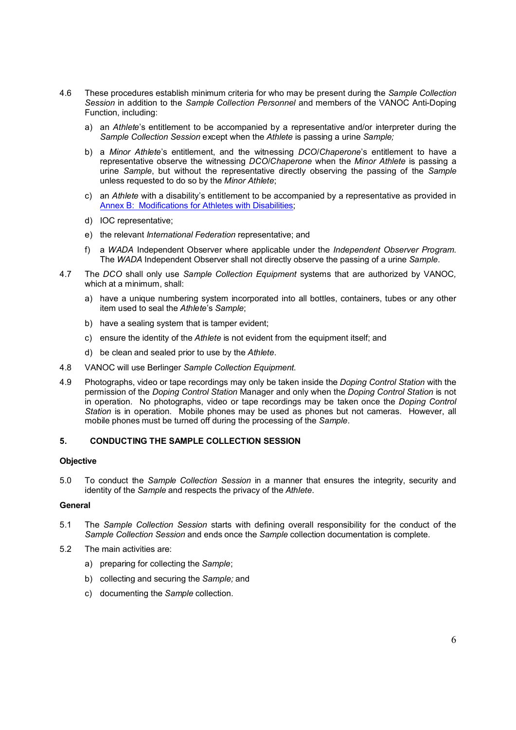4.6 These procedures establish minimum criteria for who may be present during the *Sample Collection Session* in addition to the *Sample Collection Personnel* and members of the VANOC Anti-Doping Function, including:

a) an *Athlete*'s entitlement to be accompanied by a representative and/or interpreter during the *Sample Collection Session* except when the *Athlete* is passing a urine *Sample;*

b) a *Minor Athlete*'s entitlement, and the witnessing *DCO*/*Chaperone*'s entitlement to have a representative observe the witnessing *DCO*/*Chaperone* when the *Minor Athlete* is passing a urine *Sample*, but without the representative directly observing the passing of the *Sample* unless requested to do so by the *Minor Athlete*;

c) an *Athlete* with a disability's entitlement to be accompanied by a representative as provided in Annex B: Modifications for Athletes with Disabilities;

d) IOC representative;

e) the relevant *International Federation* representative; and

f) a *WADA* Independent Observer where applicable under the *Independent Observer Program*. The *WADA* Independent Observer shall not directly observe the passing of a urine *Sample*.

4.7 The *DCO* shall only use *Sample Collection Equipment* systems that are authorized by VANOC*,* which at a minimum, shall:

a) have a unique numbering system incorporated into all bottles, containers, tubes or any other item used to seal the *Athlete*'s *Sample*;

b) have a sealing system that is tamper evident;

c) ensure the identity of the *Athlete* is not evident from the equipment itself; and

d) be clean and sealed prior to use by the *Athlete*.

4.8 VANOC will use Berlinger *Sample Collection Equipment*.

4.9 Photographs, video or tape recordings may only be taken inside the *Doping Control Station* with the permission of the *Doping Control Station* Manager and only when the *Doping Control Station* is not in operation. No photographs, video or tape recordings may be taken once the *Doping Control Station* is in operation. Mobile phones may be used as phones but not cameras. However, all mobile phones must be turned off during the processing of the *Sample*.

## 5. CONDUCTING THE SAMPLE COLLECTION SESSION

**Objective**

5.0 To conduct the *Sample Collection Session* in a manner that ensures the integrity, security and identity of the *Sample* and respects the privacy of the *Athlete*.

**General**

5.1 The *Sample Collection Session* starts with defining overall responsibility for the conduct of the *Sample Collection Session* and ends once the *Sample* collection documentation is complete.

5.2 The main activities are:

a) preparing for collecting the *Sample*;

b) collecting and securing the *Sample;* and

c) documenting the *Sample* collection.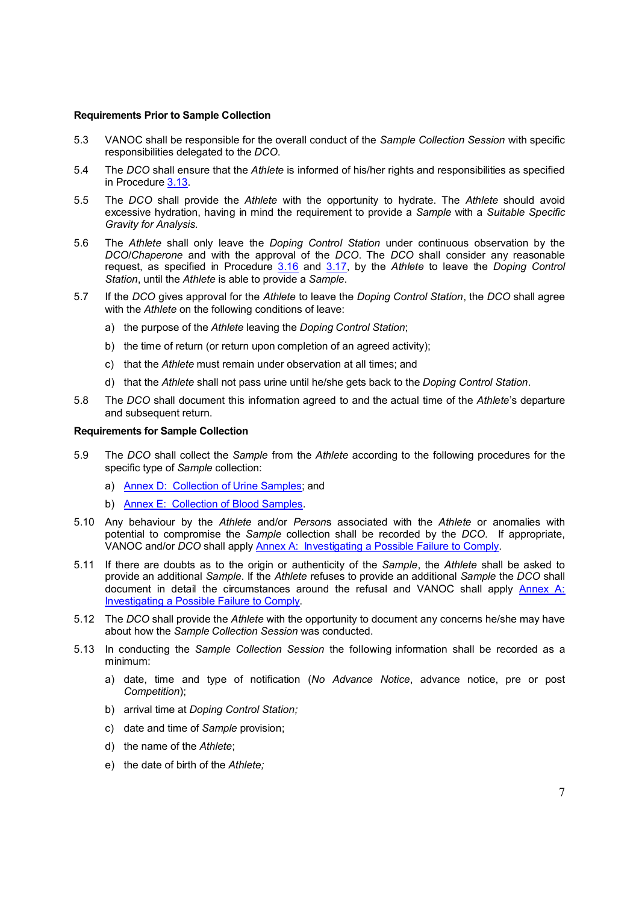**Requirements Prior to Sample Collection**

5.3 VANOC shall be responsible for the overall conduct of the *Sample Collection Session* with specific responsibilities delegated to the *DCO*.

5.4 The *DCO* shall ensure that the *Athlete* is informed of his/her rights and responsibilities as specified in Procedure 3.13.

5.5 The *DCO* shall provide the *Athlete* with the opportunity to hydrate. The *Athlete* should avoid excessive hydration, having in mind the requirement to provide a *Sample* with a *Suitable Specific Gravity for Analysis*.

5.6 The *Athlete* shall only leave the *Doping Control Station* under continuous observation by the *DCO/Chaperone* and with the approval of the *DCO*. The *DCO* shall consider any reasonable request, as specified in Procedure 3.16 and 3.17, by the *Athlete* to leave the *Doping Control Station*, until the *Athlete* is able to provide a *Sample*.

5.7 If the *DCO* gives approval for the *Athlete* to leave the *Doping Control Station*, the *DCO* shall agree with the *Athlete* on the following conditions of leave:

a) the purpose of the *Athlete* leaving the *Doping Control Station*;

b) the time of return (or return upon completion of an agreed activity);

c) that the *Athlete* must remain under observation at all times; and

d) that the *Athlete* shall not pass urine until he/she gets back to the *Doping Control Station*.

5.8 The *DCO* shall document this information agreed to and the actual time of the *Athlete*'s departure and subsequent return.

**Requirements for Sample Collection**

5.9 The *DCO* shall collect the *Sample* from the *Athlete* according to the following procedures for the specific type of *Sample* collection:

a) Annex D: Collection of Urine Samples; and

b) Annex E: Collection of Blood Samples.

5.10 Any behaviour by the *Athlete* and/or *Person*s associated with the *Athlete* or anomalies with potential to compromise the *Sample* collection shall be recorded by the *DCO*. If appropriate, VANOC and/or *DCO* shall apply Annex A: Investigating a Possible Failure to Comply.

5.11 If there are doubts as to the origin or authenticity of the *Sample*, the *Athlete* shall be asked to provide an additional *Sample*. If the *Athlete* refuses to provide an additional *Sample* the *DCO* shall document in detail the circumstances around the refusal and VANOC shall apply Annex A: Investigating a Possible Failure to Comply.

5.12 The *DCO* shall provide the *Athlete* with the opportunity to document any concerns he/she may have about how the *Sample Collection Session* was conducted.

5.13 In conducting the *Sample Collection Session* the following information shall be recorded as a minimum:

a) date, time and type of notification (*No Advance Notice*, advance notice, pre or post *Competition*);

b) arrival time at *Doping Control Station;*

c) date and time of *Sample* provision;

d) the name of the *Athlete*;

e) the date of birth of the *Athlete;*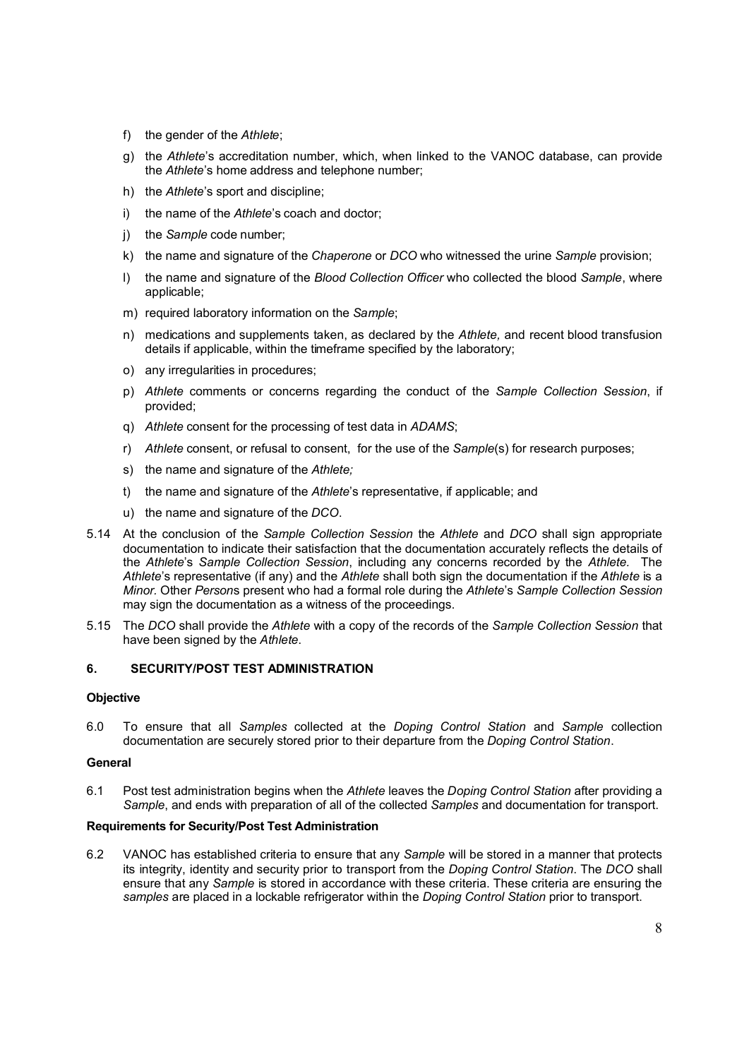f) the gender of the *Athlete*;

g) the *Athlete*'s accreditation number, which, when linked to the VANOC database, can provide the *Athlete*'s home address and telephone number;

h) the *Athlete*'s sport and discipline;

i) the name of the *Athlete*'s coach and doctor;

j) the *Sample* code number;

k) the name and signature of the *Chaperone* or *DCO* who witnessed the urine *Sample* provision;

l) the name and signature of the *Blood Collection Officer* who collected the blood *Sample*, where applicable;

m) required laboratory information on the *Sample*;

n) medications and supplements taken, as declared by the *Athlete,* and recent blood transfusion details if applicable, within the timeframe specified by the laboratory;

o) any irregularities in procedures;

p) *Athlete* comments or concerns regarding the conduct of the *Sample Collection Session*, if provided;

q) *Athlete* consent for the processing of test data in *ADAMS*;

r) *Athlete* consent, or refusal to consent, for the use of the *Sample*(s) for research purposes;

s) the name and signature of the *Athlete;*

t) the name and signature of the *Athlete*'s representative, if applicable; and

u) the name and signature of the *DCO*.

5.14 At the conclusion of the *Sample Collection Session* the *Athlete* and *DCO* shall sign appropriate documentation to indicate their satisfaction that the documentation accurately reflects the details of the *Athlete*'s *Sample Collection Session*, including any concerns recorded by the *Athlete*. The *Athlete*'s representative (if any) and the *Athlete* shall both sign the documentation if the *Athlete* is a *Minor*. Other *Person*s present who had a formal role during the *Athlete*'s *Sample Collection Session* may sign the documentation as a witness of the proceedings.

5.15 The *DCO* shall provide the *Athlete* with a copy of the records of the *Sample Collection Session* that have been signed by the *Athlete*.

## 6. SECURITY/POST TEST ADMINISTRATION

**Objective**

6.0 To ensure that all *Samples* collected at the *Doping Control Station* and *Sample* collection documentation are securely stored prior to their departure from the *Doping Control Station*.

**General**

6.1 Post test administration begins when the *Athlete* leaves the *Doping Control Station* after providing a *Sample*, and ends with preparation of all of the collected *Samples* and documentation for transport.

**Requirements for Security/Post Test Administration**

6.2 VANOC has established criteria to ensure that any *Sample* will be stored in a manner that protects its integrity, identity and security prior to transport from the *Doping Control Station*. The *DCO* shall ensure that any *Sample* is stored in accordance with these criteria. These criteria are ensuring the *samples* are placed in a lockable refrigerator within the *Doping Control Station* prior to transport.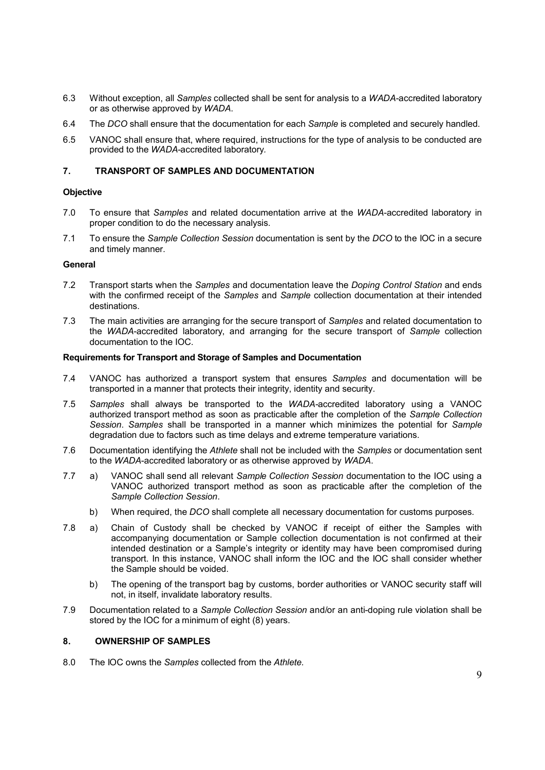6.3 Without exception, all *Samples* collected shall be sent for analysis to a *WADA*-accredited laboratory or as otherwise approved by *WADA*.

6.4 The *DCO* shall ensure that the documentation for each *Sample* is completed and securely handled.

6.5 VANOC shall ensure that, where required, instructions for the type of analysis to be conducted are provided to the *WADA*-accredited laboratory.

## 7. TRANSPORT OF SAMPLES AND DOCUMENTATION

**Objective**

7.0 To ensure that *Samples* and related documentation arrive at the *WADA*-accredited laboratory in proper condition to do the necessary analysis.

7.1 To ensure the *Sample Collection Session* documentation is sent by the *DCO* to the IOC in a secure and timely manner.

**General**

7.2 Transport starts when the *Samples* and documentation leave the *Doping Control Station* and ends with the confirmed receipt of the *Samples* and *Sample* collection documentation at their intended destinations.

7.3 The main activities are arranging for the secure transport of *Samples* and related documentation to the *WADA*-accredited laboratory, and arranging for the secure transport of *Sample* collection documentation to the IOC.

**Requirements for Transport and Storage of Samples and Documentation**

7.4 VANOC has authorized a transport system that ensures *Samples* and documentation will be transported in a manner that protects their integrity, identity and security.

7.5 *Samples* shall always be transported to the *WADA*-accredited laboratory using a VANOC authorized transport method as soon as practicable after the completion of the *Sample Collection Session*. *Samples* shall be transported in a manner which minimizes the potential for *Sample* degradation due to factors such as time delays and extreme temperature variations.

7.6 Documentation identifying the *Athlete* shall not be included with the *Samples* or documentation sent to the *WADA*-accredited laboratory or as otherwise approved by *WADA*.

7.7 a) VANOC shall send all relevant *Sample Collection Session* documentation to the IOC using a VANOC authorized transport method as soon as practicable after the completion of the *Sample Collection Session*.

b) When required, the *DCO* shall complete all necessary documentation for customs purposes.

7.8 a) Chain of Custody shall be checked by VANOC if receipt of either the Samples with accompanying documentation or Sample collection documentation is not confirmed at their intended destination or a Sample's integrity or identity may have been compromised during transport. In this instance, VANOC shall inform the IOC and the IOC shall consider whether the Sample should be voided.

b) The opening of the transport bag by customs, border authorities or VANOC security staff will not, in itself, invalidate laboratory results.

7.9 Documentation related to a *Sample Collection Session* and/or an anti-doping rule violation shall be stored by the IOC for a minimum of eight (8) years.

## 8. OWNERSHIP OF SAMPLES

8.0 The IOC owns the *Samples* collected from the *Athlete.*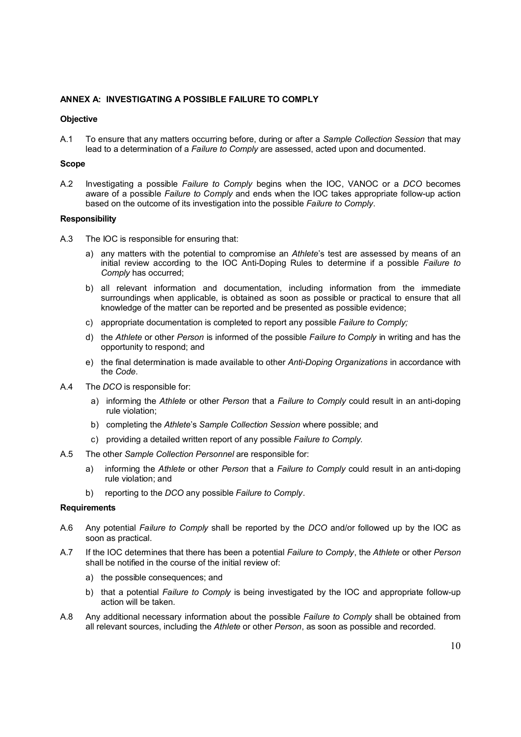## ANNEX A: INVESTIGATING A POSSIBLE FAILURE TO COMPLY

### Objective

A.1 To ensure that any matters occurring before, during or after a *Sample Collection Session* that may lead to a determination of a *Failure to Comply* are assessed, acted upon and documented.

### Scope

A.2 Investigating a possible *Failure to Comply* begins when the IOC, VANOC or a *DCO* becomes aware of a possible *Failure to Comply* and ends when the IOC takes appropriate follow-up action based on the outcome of its investigation into the possible *Failure to Comply*.

### Responsibility

A.3 The IOC is responsible for ensuring that:

a) any matters with the potential to compromise an *Athlete*'s test are assessed by means of an initial review according to the IOC Anti-Doping Rules to determine if a possible *Failure to Comply* has occurred;

b) all relevant information and documentation, including information from the immediate surroundings when applicable, is obtained as soon as possible or practical to ensure that all knowledge of the matter can be reported and be presented as possible evidence;

c) appropriate documentation is completed to report any possible *Failure to Comply;*

d) the *Athlete* or other *Person* is informed of the possible *Failure to Comply* in writing and has the opportunity to respond; and

e) the final determination is made available to other *Anti-Doping Organizations* in accordance with the *Code*.

A.4 The *DCO* is responsible for:

a) informing the *Athlete* or other *Person* that a *Failure to Comply* could result in an anti-doping rule violation;

b) completing the *Athlete*'s *Sample Collection Session* where possible; and

c) providing a detailed written report of any possible *Failure to Comply.*

A.5 The other *Sample Collection Personnel* are responsible for:

a) informing the *Athlete* or other *Person* that a *Failure to Comply* could result in an anti-doping rule violation; and

b) reporting to the *DCO* any possible *Failure to Comply*.

### Requirements

A.6 Any potential *Failure to Comply* shall be reported by the *DCO* and/or followed up by the IOC as soon as practical.

A.7 If the IOC determines that there has been a potential *Failure to Comply*, the *Athlete* or other *Person* shall be notified in the course of the initial review of:

a) the possible consequences; and

b) that a potential *Failure to Comply* is being investigated by the IOC and appropriate follow-up action will be taken.

A.8 Any additional necessary information about the possible *Failure to Comply* shall be obtained from all relevant sources, including the *Athlete* or other *Person*, as soon as possible and recorded.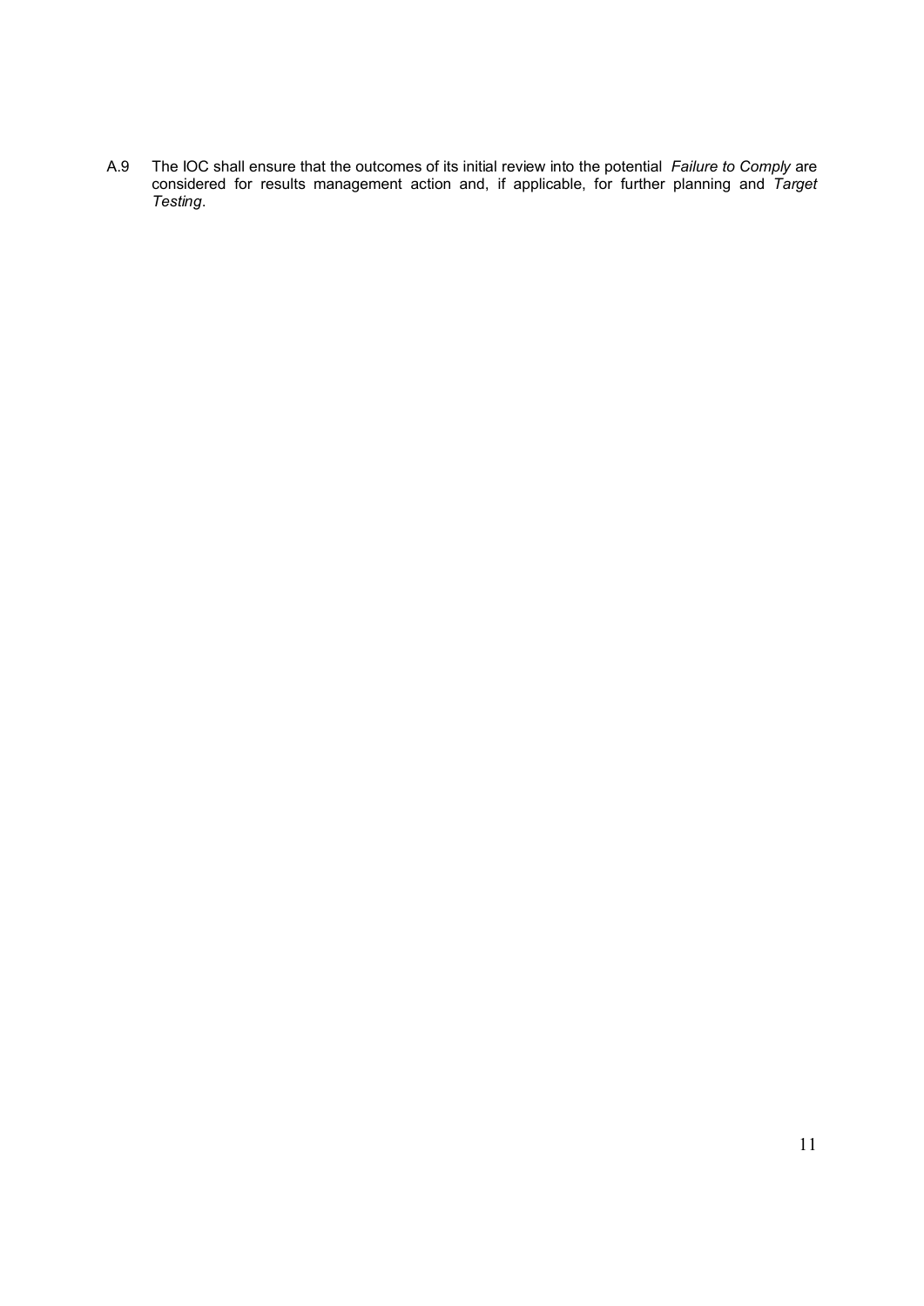A.9 The IOC shall ensure that the outcomes of its initial review into the potential *Failure to Comply* are considered for results management action and, if applicable, for further planning and *Target Testing*.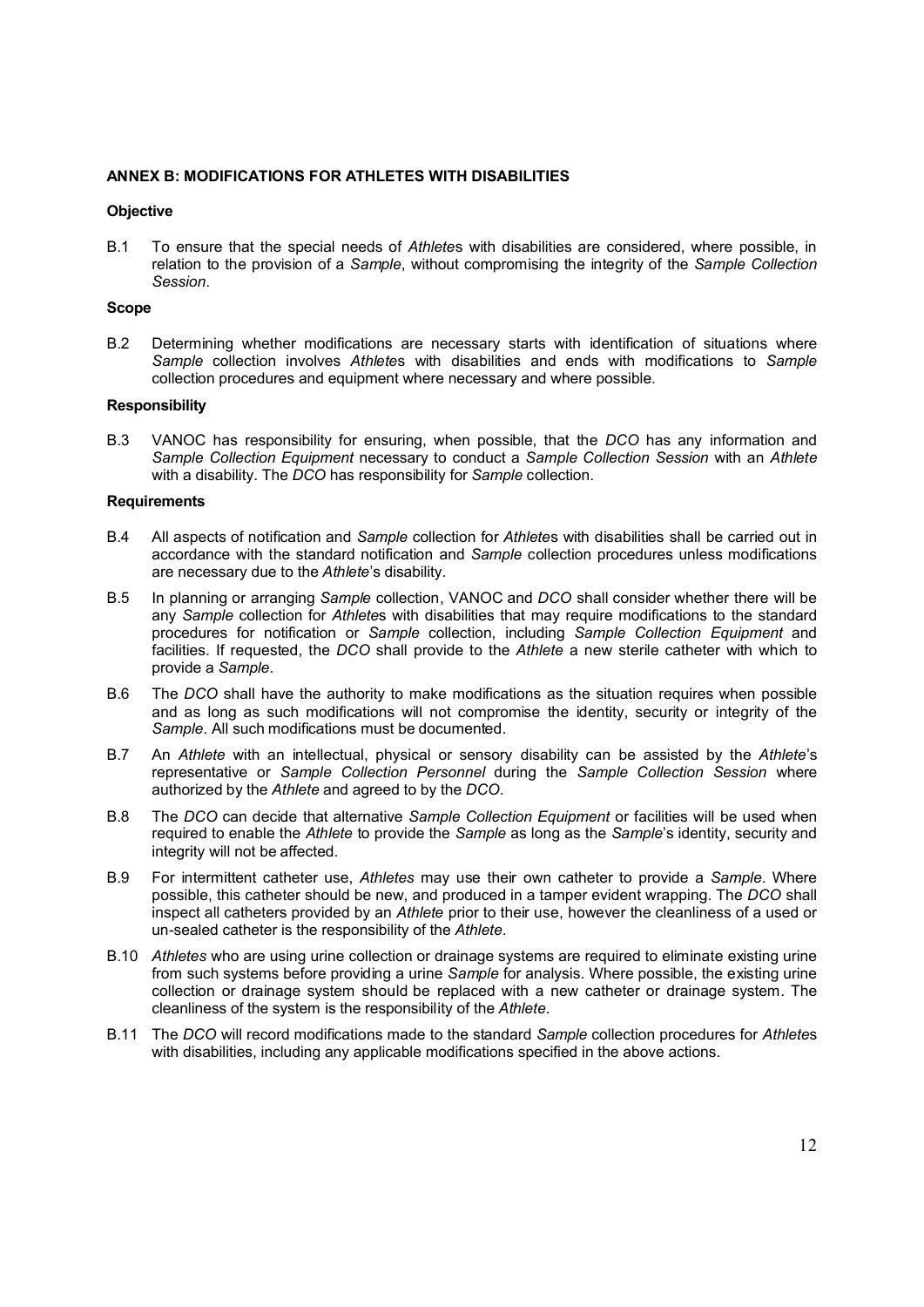## ANNEX B: MODIFICATIONS FOR ATHLETES WITH DISABILITIES

### Objective

B.1 To ensure that the special needs of *Athlete*s with disabilities are considered, where possible, in relation to the provision of a *Sample*, without compromising the integrity of the *Sample Collection Session*.

### Scope

B.2 Determining whether modifications are necessary starts with identification of situations where *Sample* collection involves *Athlete*s with disabilities and ends with modifications to *Sample* collection procedures and equipment where necessary and where possible.

### Responsibility

B.3 VANOC has responsibility for ensuring, when possible, that the *DCO* has any information and *Sample Collection Equipment* necessary to conduct a *Sample Collection Session* with an *Athlete* with a disability. The *DCO* has responsibility for *Sample* collection.

### Requirements

B.4 All aspects of notification and *Sample* collection for *Athlete*s with disabilities shall be carried out in accordance with the standard notification and *Sample* collection procedures unless modifications are necessary due to the *Athlete*'s disability.

B.5 In planning or arranging *Sample* collection, VANOC and *DCO* shall consider whether there will be any *Sample* collection for *Athlete*s with disabilities that may require modifications to the standard procedures for notification or *Sample* collection, including *Sample Collection Equipment* and facilities. If requested, the *DCO* shall provide to the *Athlete* a new sterile catheter with which to provide a *Sample*.

B.6 The *DCO* shall have the authority to make modifications as the situation requires when possible and as long as such modifications will not compromise the identity, security or integrity of the *Sample*. All such modifications must be documented.

B.7 An *Athlete* with an intellectual, physical or sensory disability can be assisted by the *Athlete*'s representative or *Sample Collection Personnel* during the *Sample Collection Session* where authorized by the *Athlete* and agreed to by the *DCO*.

B.8 The *DCO* can decide that alternative *Sample Collection Equipment* or facilities will be used when required to enable the *Athlete* to provide the *Sample* as long as the *Sample*'s identity, security and integrity will not be affected.

B.9 For intermittent catheter use, *Athletes* may use their own catheter to provide a *Sample*. Where possible, this catheter should be new, and produced in a tamper evident wrapping. The *DCO* shall inspect all catheters provided by an *Athlete* prior to their use, however the cleanliness of a used or un-sealed catheter is the responsibility of the *Athlete*.

B.10 *Athletes* who are using urine collection or drainage systems are required to eliminate existing urine from such systems before providing a urine *Sample* for analysis. Where possible, the existing urine collection or drainage system should be replaced with a new catheter or drainage system. The cleanliness of the system is the responsibility of the *Athlete*.

B.11 The *DCO* will record modifications made to the standard *Sample* collection procedures for *Athlete*s with disabilities, including any applicable modifications specified in the above actions.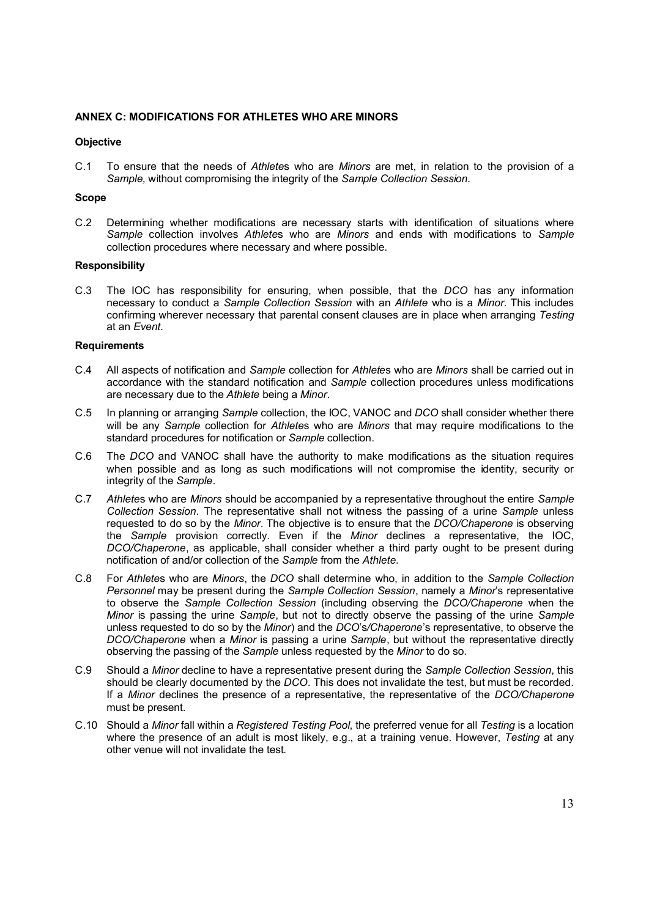## ANNEX C: MODIFICATIONS FOR ATHLETES WHO ARE MINORS

### Objective

C.1 To ensure that the needs of *Athlete*s who are *Minors* are met, in relation to the provision of a *Sample,* without compromising the integrity of the *Sample Collection Session.*

### Scope

C.2 Determining whether modifications are necessary starts with identification of situations where *Sample* collection involves *Athlete*s who are *Minors* and ends with modifications to *Sample* collection procedures where necessary and where possible.

### Responsibility

C.3 The IOC has responsibility for ensuring, when possible, that the *DCO* has any information necessary to conduct a *Sample Collection Session* with an *Athlete* who is a *Minor*. This includes confirming wherever necessary that parental consent clauses are in place when arranging *Testing* at an *Event*.

### Requirements

C.4 All aspects of notification and *Sample* collection for *Athlete*s who are *Minors* shall be carried out in accordance with the standard notification and *Sample* collection procedures unless modifications are necessary due to the *Athlete* being a *Minor*.

C.5 In planning or arranging *Sample* collection, the IOC, VANOC and *DCO* shall consider whether there will be any *Sample* collection for *Athlete*s who are *Minors* that may require modifications to the standard procedures for notification or *Sample* collection.

C.6 The *DCO* and VANOC shall have the authority to make modifications as the situation requires when possible and as long as such modifications will not compromise the identity, security or integrity of the *Sample*.

C.7 *Athlete*s who are *Minors* should be accompanied by a representative throughout the entire *Sample Collection Session*. The representative shall not witness the passing of a urine *Sample* unless requested to do so by the *Minor*. The objective is to ensure that the *DCO/Chaperone* is observing the *Sample* provision correctly. Even if the *Minor* declines a representative, the IOC, *DCO/Chaperone*, as applicable, shall consider whether a third party ought to be present during notification of and/or collection of the *Sample* from the *Athlete.*

C.8 For *Athlete*s who are *Minors*, the *DCO* shall determine who, in addition to the *Sample Collection Personnel* may be present during the *Sample Collection Session*, namely a *Minor*'s representative to observe the *Sample Collection Session* (including observing the *DCO/Chaperone* when the *Minor* is passing the urine *Sample*, but not to directly observe the passing of the urine *Sample* unless requested to do so by the *Minor*) and the *DCO*'s*/Chaperone*'s representative, to observe the *DCO/Chaperone* when a *Minor* is passing a urine *Sample*, but without the representative directly observing the passing of the *Sample* unless requested by the *Minor* to do so.

C.9 Should a *Minor* decline to have a representative present during the *Sample Collection Session*, this should be clearly documented by the *DCO*. This does not invalidate the test, but must be recorded. If a *Minor* declines the presence of a representative, the representative of the *DCO/Chaperone* must be present.

C.10 Should a *Minor* fall within a *Registered Testing Pool*, the preferred venue for all *Testing* is a location where the presence of an adult is most likely, e.g., at a training venue. However, *Testing* at any other venue will not invalidate the test.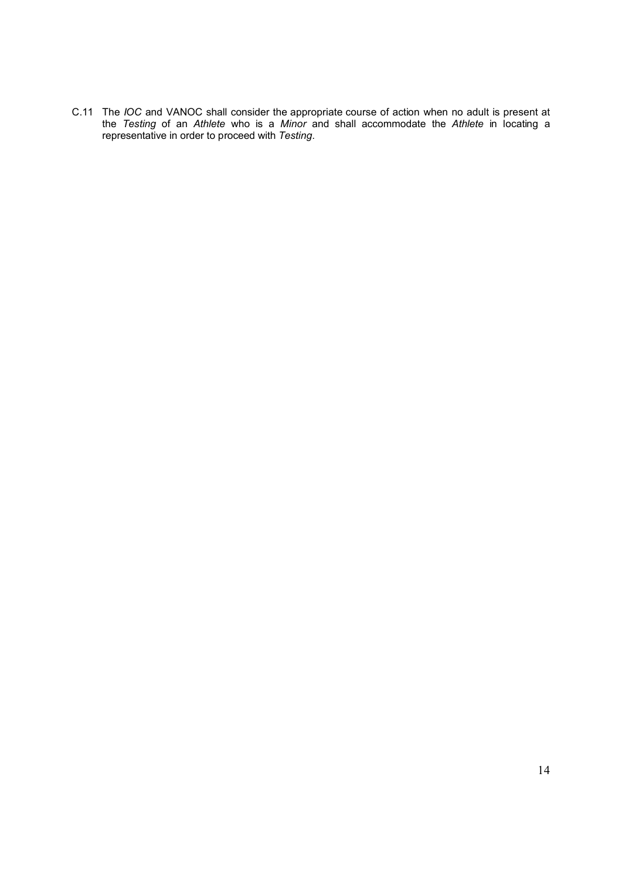C.11 The *IOC* and VANOC shall consider the appropriate course of action when no adult is present at the *Testing* of an *Athlete* who is a *Minor* and shall accommodate the *Athlete* in locating a representative in order to proceed with *Testing*.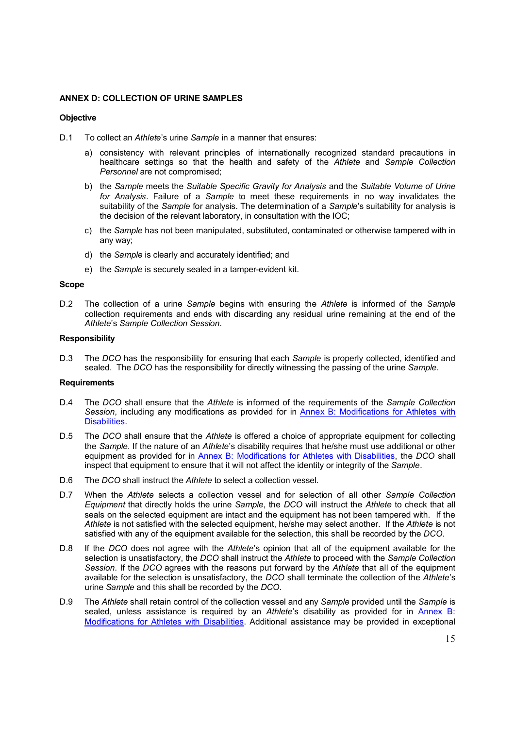## ANNEX D: COLLECTION OF URINE SAMPLES

### Objective

D.1 To collect an *Athlete*'s urine *Sample* in a manner that ensures:

a) consistency with relevant principles of internationally recognized standard precautions in healthcare settings so that the health and safety of the *Athlete* and *Sample Collection Personnel* are not compromised;

b) the *Sample* meets the *Suitable Specific Gravity for Analysis* and the *Suitable Volume of Urine for Analysis*. Failure of a *Sample* to meet these requirements in no way invalidates the suitability of the *Sample* for analysis. The determination of a *Sample*'s suitability for analysis is the decision of the relevant laboratory, in consultation with the IOC;

c) the *Sample* has not been manipulated, substituted, contaminated or otherwise tampered with in any way;

d) the *Sample* is clearly and accurately identified; and

e) the *Sample* is securely sealed in a tamper-evident kit.

### Scope

D.2 The collection of a urine *Sample* begins with ensuring the *Athlete* is informed of the *Sample* collection requirements and ends with discarding any residual urine remaining at the end of the *Athlete*'s *Sample Collection Session*.

### Responsibility

D.3 The *DCO* has the responsibility for ensuring that each *Sample* is properly collected, identified and sealed. The *DCO* has the responsibility for directly witnessing the passing of the urine *Sample*.

### Requirements

D.4 The *DCO* shall ensure that the *Athlete* is informed of the requirements of the *Sample Collection Session*, including any modifications as provided for in Annex B: Modifications for Athletes with Disabilities.

D.5 The *DCO* shall ensure that the *Athlete* is offered a choice of appropriate equipment for collecting the *Sample*. If the nature of an *Athlete*'s disability requires that he/she must use additional or other equipment as provided for in Annex B: Modifications for Athletes with Disabilities, the *DCO* shall inspect that equipment to ensure that it will not affect the identity or integrity of the *Sample*.

D.6 The *DCO* shall instruct the *Athlete* to select a collection vessel.

D.7 When the *Athlete* selects a collection vessel and for selection of all other *Sample Collection Equipment* that directly holds the urine *Sample*, the *DCO* will instruct the *Athlete* to check that all seals on the selected equipment are intact and the equipment has not been tampered with. If the *Athlete* is not satisfied with the selected equipment, he/she may select another. If the *Athlete* is not satisfied with any of the equipment available for the selection, this shall be recorded by the *DCO*.

D.8 If the *DCO* does not agree with the *Athlete*'s opinion that all of the equipment available for the selection is unsatisfactory, the *DCO* shall instruct the *Athlete* to proceed with the *Sample Collection Session*. If the *DCO* agrees with the reasons put forward by the *Athlete* that all of the equipment available for the selection is unsatisfactory, the *DCO* shall terminate the collection of the *Athlete*'s urine *Sample* and this shall be recorded by the *DCO*.

D.9 The *Athlete* shall retain control of the collection vessel and any *Sample* provided until the *Sample* is sealed, unless assistance is required by an *Athlete*'s disability as provided for in Annex B: Modifications for Athletes with Disabilities. Additional assistance may be provided in exceptional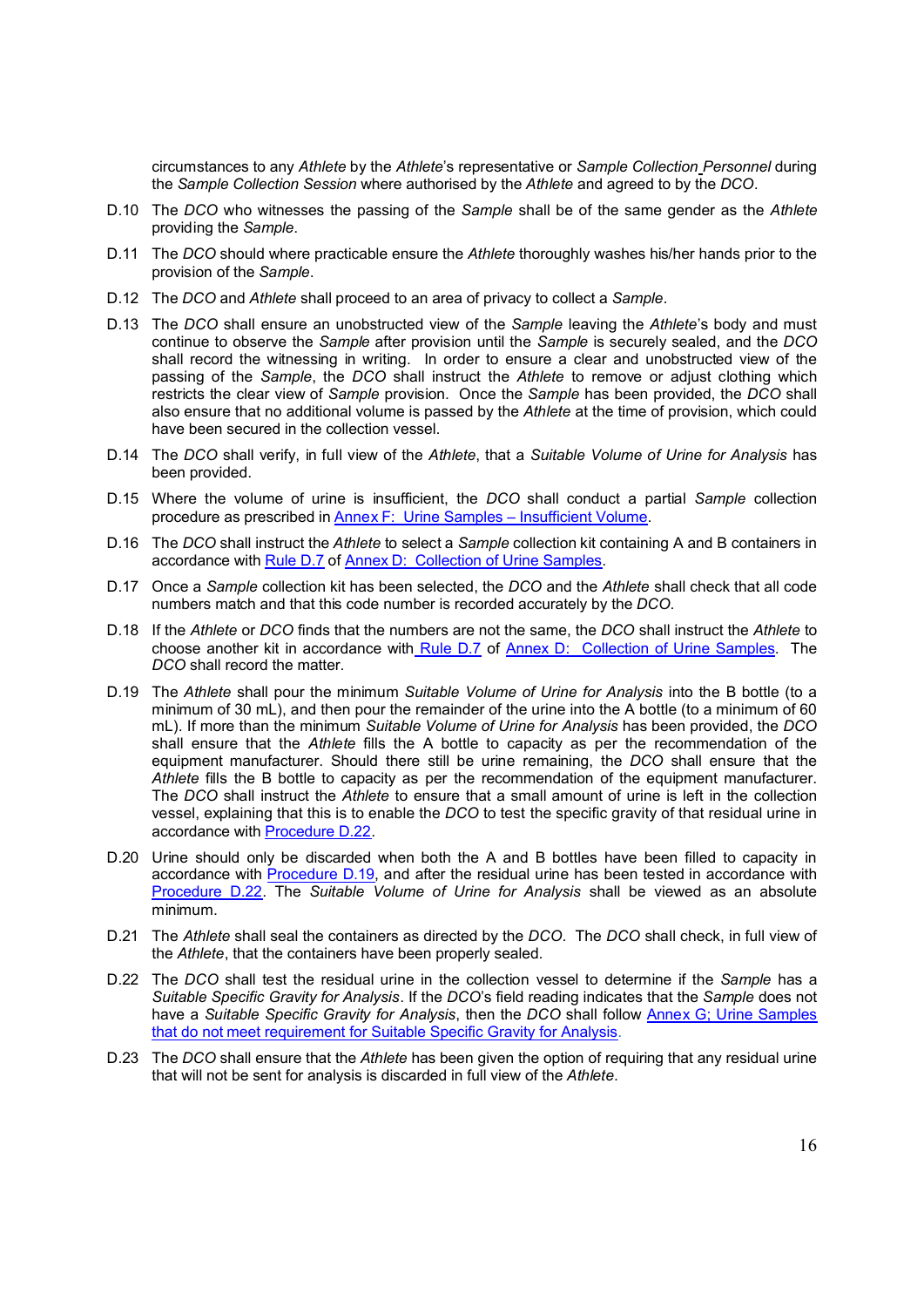circumstances to any *Athlete* by the *Athlete*'s representative or *Sample Collection Personnel* during the *Sample Collection Session* where authorised by the *Athlete* and agreed to by the *DCO*.

D.10 The *DCO* who witnesses the passing of the *Sample* shall be of the same gender as the *Athlete* providing the *Sample*.

D.11 The *DCO* should where practicable ensure the *Athlete* thoroughly washes his/her hands prior to the provision of the *Sample*.

D.12 The *DCO* and *Athlete* shall proceed to an area of privacy to collect a *Sample*.

D.13 The *DCO* shall ensure an unobstructed view of the *Sample* leaving the *Athlete*'s body and must continue to observe the *Sample* after provision until the *Sample* is securely sealed, and the *DCO* shall record the witnessing in writing. In order to ensure a clear and unobstructed view of the passing of the *Sample*, the *DCO* shall instruct the *Athlete* to remove or adjust clothing which restricts the clear view of *Sample* provision. Once the *Sample* has been provided, the *DCO* shall also ensure that no additional volume is passed by the *Athlete* at the time of provision, which could have been secured in the collection vessel.

D.14 The *DCO* shall verify, in full view of the *Athlete*, that a *Suitable Volume of Urine for Analysis* has been provided.

D.15 Where the volume of urine is insufficient, the *DCO* shall conduct a partial *Sample* collection procedure as prescribed in Annex F: Urine Samples – Insufficient Volume.

D.16 The *DCO* shall instruct the *Athlete* to select a *Sample* collection kit containing A and B containers in accordance with Rule D.7 of Annex D: Collection of Urine Samples.

D.17 Once a *Sample* collection kit has been selected, the *DCO* and the *Athlete* shall check that all code numbers match and that this code number is recorded accurately by the *DCO*.

D.18 If the *Athlete* or *DCO* finds that the numbers are not the same, the *DCO* shall instruct the *Athlete* to choose another kit in accordance with Rule D.7 of Annex D: Collection of Urine Samples. The *DCO* shall record the matter.

D.19 The *Athlete* shall pour the minimum *Suitable Volume of Urine for Analysis* into the B bottle (to a minimum of 30 mL), and then pour the remainder of the urine into the A bottle (to a minimum of 60 mL). If more than the minimum *Suitable Volume of Urine for Analysis* has been provided, the *DCO* shall ensure that the *Athlete* fills the A bottle to capacity as per the recommendation of the equipment manufacturer. Should there still be urine remaining, the *DCO* shall ensure that the *Athlete* fills the B bottle to capacity as per the recommendation of the equipment manufacturer. The *DCO* shall instruct the *Athlete* to ensure that a small amount of urine is left in the collection vessel, explaining that this is to enable the *DCO* to test the specific gravity of that residual urine in accordance with Procedure D.22.

D.20 Urine should only be discarded when both the A and B bottles have been filled to capacity in accordance with Procedure D.19, and after the residual urine has been tested in accordance with Procedure D.22. The *Suitable Volume of Urine for Analysis* shall be viewed as an absolute minimum.

D.21 The *Athlete* shall seal the containers as directed by the *DCO*. The *DCO* shall check, in full view of the *Athlete*, that the containers have been properly sealed.

D.22 The *DCO* shall test the residual urine in the collection vessel to determine if the *Sample* has a *Suitable Specific Gravity for Analysis*. If the *DCO*'s field reading indicates that the *Sample* does not have a *Suitable Specific Gravity for Analysis*, then the *DCO* shall follow Annex G; Urine Samples that do not meet requirement for Suitable Specific Gravity for Analysis.

D.23 The *DCO* shall ensure that the *Athlete* has been given the option of requiring that any residual urine that will not be sent for analysis is discarded in full view of the *Athlete*.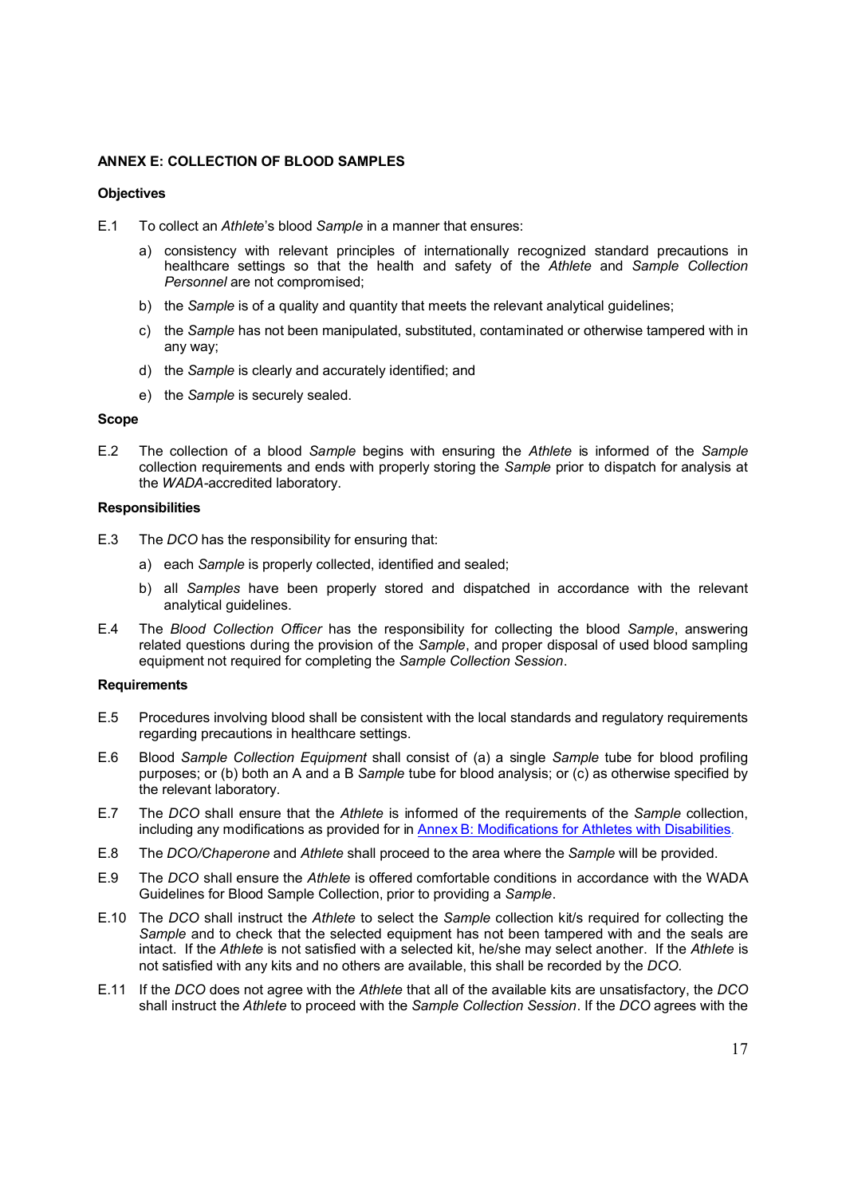**ANNEX E: COLLECTION OF BLOOD SAMPLES**

**Objectives**

E.1 To collect an *Athlete*'s blood *Sample* in a manner that ensures:

a) consistency with relevant principles of internationally recognized standard precautions in healthcare settings so that the health and safety of the *Athlete* and *Sample Collection Personnel* are not compromised;

b) the *Sample* is of a quality and quantity that meets the relevant analytical guidelines;

c) the *Sample* has not been manipulated, substituted, contaminated or otherwise tampered with in any way;

d) the *Sample* is clearly and accurately identified; and

e) the *Sample* is securely sealed.

**Scope**

E.2 The collection of a blood *Sample* begins with ensuring the *Athlete* is informed of the *Sample* collection requirements and ends with properly storing the *Sample* prior to dispatch for analysis at the *WADA*-accredited laboratory.

**Responsibilities**

E.3 The *DCO* has the responsibility for ensuring that:

a) each *Sample* is properly collected, identified and sealed;

b) all *Samples* have been properly stored and dispatched in accordance with the relevant analytical guidelines.

E.4 The *Blood Collection Officer* has the responsibility for collecting the blood *Sample*, answering related questions during the provision of the *Sample*, and proper disposal of used blood sampling equipment not required for completing the *Sample Collection Session*.

**Requirements**

E.5 Procedures involving blood shall be consistent with the local standards and regulatory requirements regarding precautions in healthcare settings.

E.6 Blood *Sample Collection Equipment* shall consist of (a) a single *Sample* tube for blood profiling purposes; or (b) both an A and a B *Sample* tube for blood analysis; or (c) as otherwise specified by the relevant laboratory.

E.7 The *DCO* shall ensure that the *Athlete* is informed of the requirements of the *Sample* collection, including any modifications as provided for in Annex B: Modifications for Athletes with Disabilities.

E.8 The *DCO/Chaperone* and *Athlete* shall proceed to the area where the *Sample* will be provided.

E.9 The *DCO* shall ensure the *Athlete* is offered comfortable conditions in accordance with the WADA Guidelines for Blood Sample Collection, prior to providing a *Sample*.

E.10 The *DCO* shall instruct the *Athlete* to select the *Sample* collection kit/s required for collecting the *Sample* and to check that the selected equipment has not been tampered with and the seals are intact. If the *Athlete* is not satisfied with a selected kit, he/she may select another. If the *Athlete* is not satisfied with any kits and no others are available, this shall be recorded by the *DCO*.

E.11 If the *DCO* does not agree with the *Athlete* that all of the available kits are unsatisfactory, the *DCO* shall instruct the *Athlete* to proceed with the *Sample Collection Session*. If the *DCO* agrees with the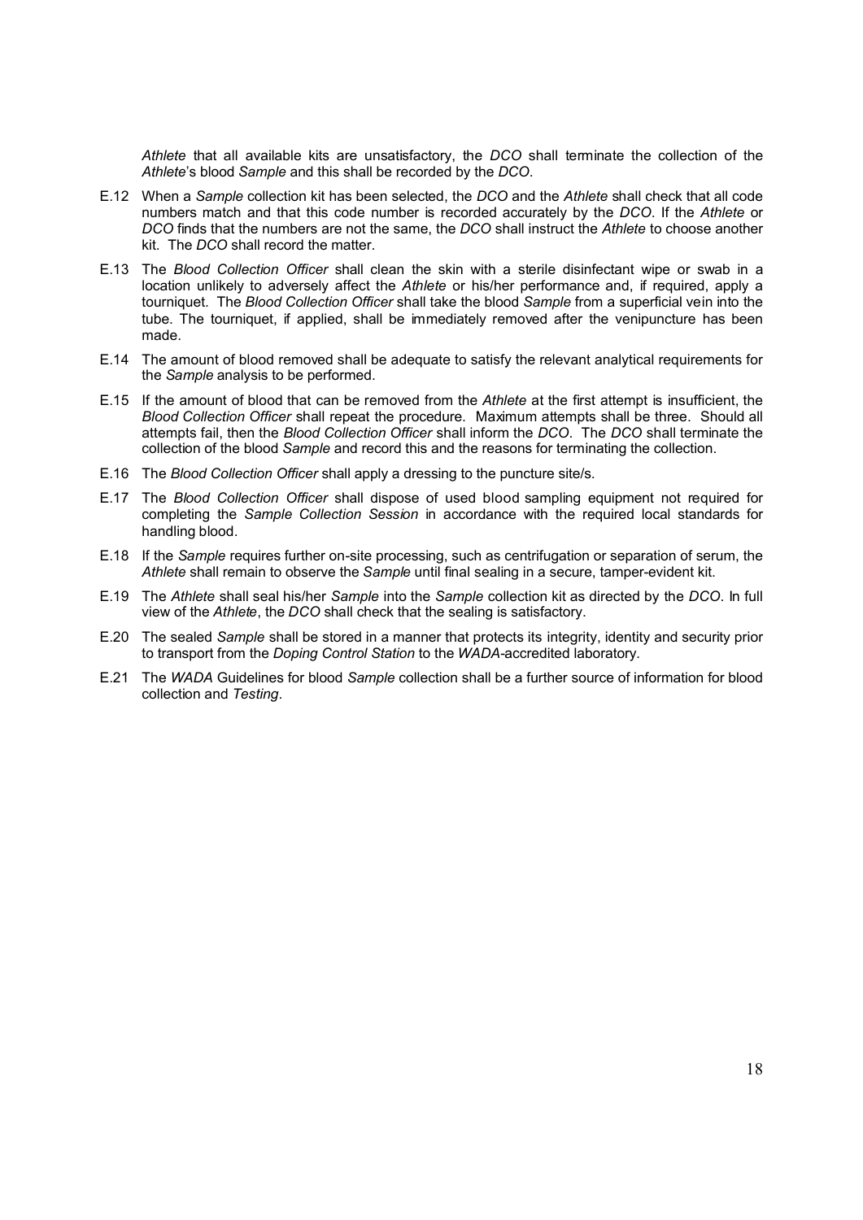*Athlete* that all available kits are unsatisfactory, the *DCO* shall terminate the collection of the *Athlete*'s blood *Sample* and this shall be recorded by the *DCO*.

E.12 When a *Sample* collection kit has been selected, the *DCO* and the *Athlete* shall check that all code numbers match and that this code number is recorded accurately by the *DCO*. If the *Athlete* or *DCO* finds that the numbers are not the same, the *DCO* shall instruct the *Athlete* to choose another kit. The *DCO* shall record the matter.

E.13 The *Blood Collection Officer* shall clean the skin with a sterile disinfectant wipe or swab in a location unlikely to adversely affect the *Athlete* or his/her performance and, if required, apply a tourniquet. The *Blood Collection Officer* shall take the blood *Sample* from a superficial vein into the tube. The tourniquet, if applied, shall be immediately removed after the venipuncture has been made.

E.14 The amount of blood removed shall be adequate to satisfy the relevant analytical requirements for the *Sample* analysis to be performed.

E.15 If the amount of blood that can be removed from the *Athlete* at the first attempt is insufficient, the *Blood Collection Officer* shall repeat the procedure. Maximum attempts shall be three. Should all attempts fail, then the *Blood Collection Officer* shall inform the *DCO*. The *DCO* shall terminate the collection of the blood *Sample* and record this and the reasons for terminating the collection.

E.16 The *Blood Collection Officer* shall apply a dressing to the puncture site/s.

E.17 The *Blood Collection Officer* shall dispose of used blood sampling equipment not required for completing the *Sample Collection Session* in accordance with the required local standards for handling blood.

E.18 If the *Sample* requires further on-site processing, such as centrifugation or separation of serum, the *Athlete* shall remain to observe the *Sample* until final sealing in a secure, tamper-evident kit.

E.19 The *Athlete* shall seal his/her *Sample* into the *Sample* collection kit as directed by the *DCO*. In full view of the *Athlete*, the *DCO* shall check that the sealing is satisfactory.

E.20 The sealed *Sample* shall be stored in a manner that protects its integrity, identity and security prior to transport from the *Doping Control Station* to the *WADA*-accredited laboratory.

E.21 The *WADA* Guidelines for blood *Sample* collection shall be a further source of information for blood collection and *Testing*.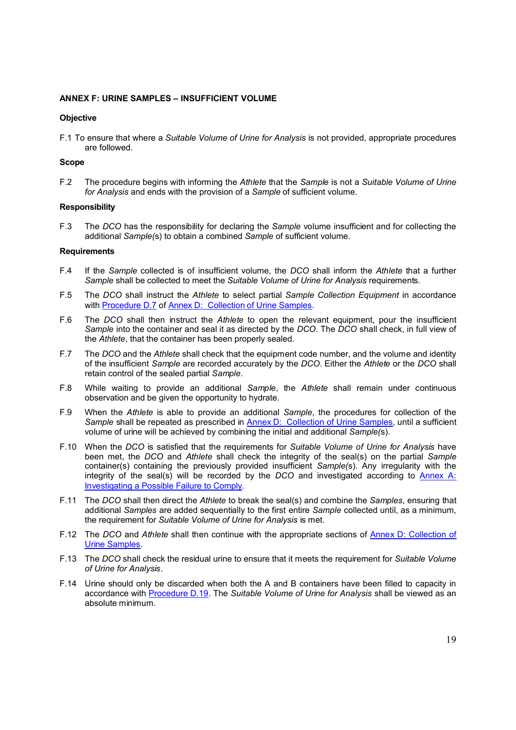## ANNEX F: URINE SAMPLES – INSUFFICIENT VOLUME

### Objective

F.1 To ensure that where a *Suitable Volume of Urine for Analysis* is not provided, appropriate procedures are followed.

### Scope

F.2 The procedure begins with informing the *Athlete* that the *Sample* is not a *Suitable Volume of Urine for Analysis* and ends with the provision of a *Sample* of sufficient volume.

### Responsibility

F.3 The *DCO* has the responsibility for declaring the *Sample* volume insufficient and for collecting the additional *Sample(s)* to obtain a combined *Sample* of sufficient volume.

### Requirements

F.4 If the *Sample* collected is of insufficient volume, the *DCO* shall inform the *Athlete* that a further *Sample* shall be collected to meet the *Suitable Volume of Urine for Analysis* requirements.

F.5 The *DCO* shall instruct the *Athlete* to select partial *Sample Collection Equipment* in accordance with Procedure D.7 of Annex D: Collection of Urine Samples.

F.6 The *DCO* shall then instruct the *Athlete* to open the relevant equipment, pour the insufficient *Sample* into the container and seal it as directed by the *DCO*. The *DCO* shall check, in full view of the *Athlete*, that the container has been properly sealed.

F.7 The *DCO* and the *Athlete* shall check that the equipment code number, and the volume and identity of the insufficient *Sample* are recorded accurately by the *DCO*. Either the *Athlete* or the *DCO* shall retain control of the sealed partial *Sample*.

F.8 While waiting to provide an additional *Sample*, the *Athlete* shall remain under continuous observation and be given the opportunity to hydrate.

F.9 When the *Athlete* is able to provide an additional *Sample*, the procedures for collection of the *Sample* shall be repeated as prescribed in Annex D: Collection of Urine Samples, until a sufficient volume of urine will be achieved by combining the initial and additional *Sample(s)*.

F.10 When the *DCO* is satisfied that the requirements for *Suitable Volume of Urine for Analysis* have been met, the *DCO* and *Athlete* shall check the integrity of the seal(s) on the partial *Sample* container(s) containing the previously provided insufficient *Sample(s)*. Any irregularity with the integrity of the seal(s) will be recorded by the *DCO* and investigated according to Annex A: Investigating a Possible Failure to Comply.

F.11 The *DCO* shall then direct the *Athlete* to break the seal(s) and combine the *Samples*, ensuring that additional *Samples* are added sequentially to the first entire *Sample* collected until, as a minimum, the requirement for *Suitable Volume of Urine for Analysis* is met.

F.12 The *DCO* and *Athlete* shall then continue with the appropriate sections of Annex D: Collection of Urine Samples.

F.13 The *DCO* shall check the residual urine to ensure that it meets the requirement for *Suitable Volume of Urine for Analysis*.

F.14 Urine should only be discarded when both the A and B containers have been filled to capacity in accordance with Procedure D.19. The *Suitable Volume of Urine for Analysis* shall be viewed as an absolute minimum.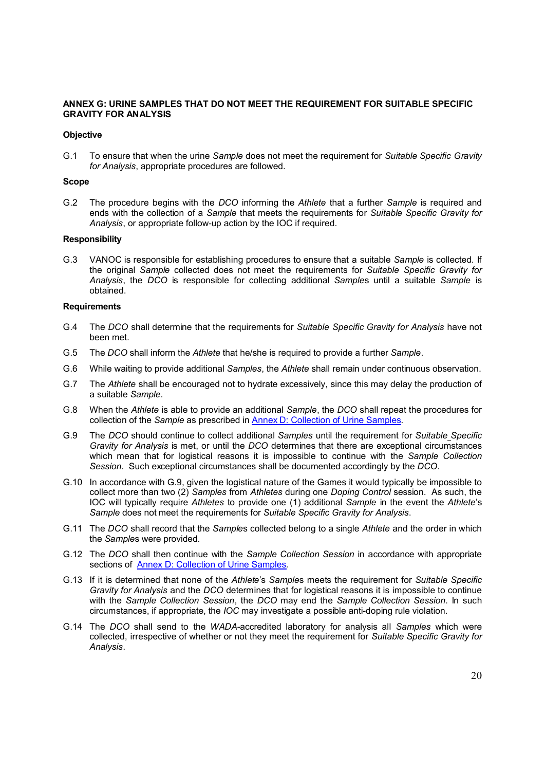**ANNEX G: URINE SAMPLES THAT DO NOT MEET THE REQUIREMENT FOR SUITABLE SPECIFIC GRAVITY FOR ANALYSIS**

**Objective**

G.1 To ensure that when the urine *Sample* does not meet the requirement for *Suitable Specific Gravity for Analysis*, appropriate procedures are followed.

**Scope**

G.2 The procedure begins with the *DCO* informing the *Athlete* that a further *Sample* is required and ends with the collection of a *Sample* that meets the requirements for *Suitable Specific Gravity for Analysis*, or appropriate follow-up action by the IOC if required.

**Responsibility**

G.3 VANOC is responsible for establishing procedures to ensure that a suitable *Sample* is collected. If the original *Sample* collected does not meet the requirements for *Suitable Specific Gravity for Analysis*, the *DCO* is responsible for collecting additional *Sample*s until a suitable *Sample* is obtained.

**Requirements**

G.4 The *DCO* shall determine that the requirements for *Suitable Specific Gravity for Analysis* have not been met.

G.5 The *DCO* shall inform the *Athlete* that he/she is required to provide a further *Sample*.

G.6 While waiting to provide additional *Samples*, the *Athlete* shall remain under continuous observation.

G.7 The *Athlete* shall be encouraged not to hydrate excessively, since this may delay the production of a suitable *Sample*.

G.8 When the *Athlete* is able to provide an additional *Sample*, the *DCO* shall repeat the procedures for collection of the *Sample* as prescribed in Annex D: Collection of Urine Samples.

G.9 The *DCO* should continue to collect additional *Samples* until the requirement for *Suitable Specific Gravity for Analysis* is met, or until the *DCO* determines that there are exceptional circumstances which mean that for logistical reasons it is impossible to continue with the *Sample Collection Session*. Such exceptional circumstances shall be documented accordingly by the *DCO*.

G.10 In accordance with G.9, given the logistical nature of the Games it would typically be impossible to collect more than two (2) *Samples* from *Athletes* during one *Doping Control* session. As such, the IOC will typically require *Athletes* to provide one (1) additional *Sample* in the event the *Athlete*'s *Sample* does not meet the requirements for *Suitable Specific Gravity for Analysis*.

G.11 The *DCO* shall record that the *Sample*s collected belong to a single *Athlete* and the order in which the *Sample*s were provided.

G.12 The *DCO* shall then continue with the *Sample Collection Session* in accordance with appropriate sections of Annex D: Collection of Urine Samples.

G.13 If it is determined that none of the *Athlete*'s *Sample*s meets the requirement for *Suitable Specific Gravity for Analysis* and the *DCO* determines that for logistical reasons it is impossible to continue with the *Sample Collection Session*, the *DCO* may end the *Sample Collection Session*. In such circumstances, if appropriate, the *IOC* may investigate a possible anti-doping rule violation.

G.14 The *DCO* shall send to the *WADA*-accredited laboratory for analysis all *Samples* which were collected, irrespective of whether or not they meet the requirement for *Suitable Specific Gravity for Analysis*.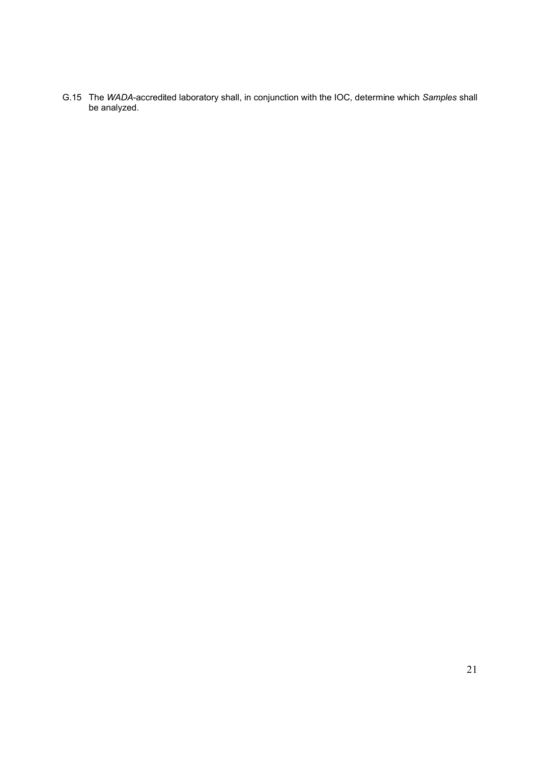G.15 The *WADA*-accredited laboratory shall, in conjunction with the IOC, determine which *Samples* shall be analyzed.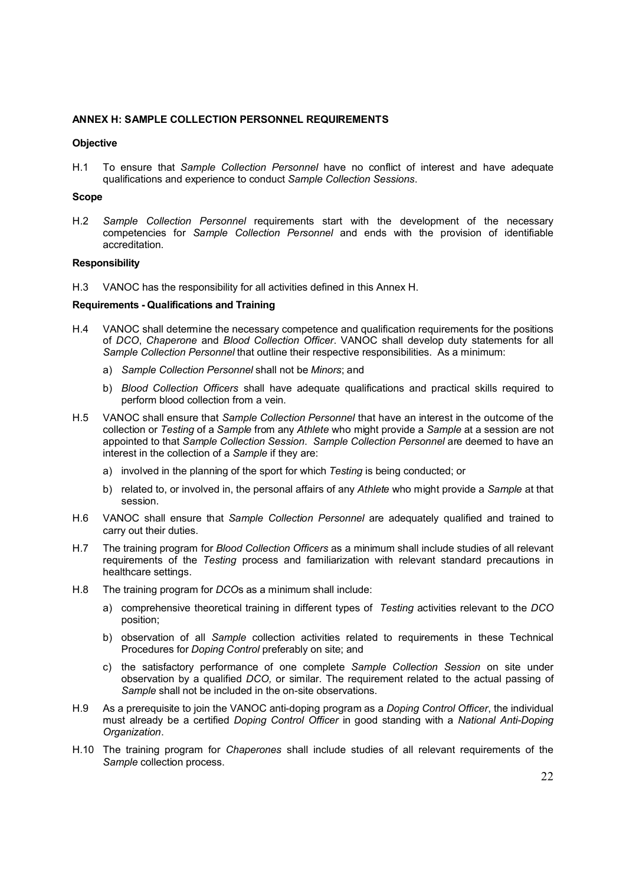## ANNEX H: SAMPLE COLLECTION PERSONNEL REQUIREMENTS

### Objective

H.1 To ensure that *Sample Collection Personnel* have no conflict of interest and have adequate qualifications and experience to conduct *Sample Collection Sessions*.

### Scope

H.2 *Sample Collection Personnel* requirements start with the development of the necessary competencies for *Sample Collection Personnel* and ends with the provision of identifiable accreditation.

### Responsibility

H.3 VANOC has the responsibility for all activities defined in this Annex H.

### Requirements - Qualifications and Training

H.4 VANOC shall determine the necessary competence and qualification requirements for the positions of *DCO*, *Chaperone* and *Blood Collection Officer*. VANOC shall develop duty statements for all *Sample Collection Personnel* that outline their respective responsibilities. As a minimum:

a) *Sample Collection Personnel* shall not be *Minors*; and

b) *Blood Collection Officers* shall have adequate qualifications and practical skills required to perform blood collection from a vein.

H.5 VANOC shall ensure that *Sample Collection Personnel* that have an interest in the outcome of the collection or *Testing* of a *Sample* from any *Athlete* who might provide a *Sample* at a session are not appointed to that *Sample Collection Session*. *Sample Collection Personnel* are deemed to have an interest in the collection of a *Sample* if they are:

a) involved in the planning of the sport for which *Testing* is being conducted; or

b) related to, or involved in, the personal affairs of any *Athlete* who might provide a *Sample* at that session.

H.6 VANOC shall ensure that *Sample Collection Personnel* are adequately qualified and trained to carry out their duties.

H.7 The training program for *Blood Collection Officers* as a minimum shall include studies of all relevant requirements of the *Testing* process and familiarization with relevant standard precautions in healthcare settings.

H.8 The training program for *DCO*s as a minimum shall include:

a) comprehensive theoretical training in different types of *Testing* activities relevant to the *DCO* position;

b) observation of all *Sample* collection activities related to requirements in these Technical Procedures for *Doping Control* preferably on site; and

c) the satisfactory performance of one complete *Sample Collection Session* on site under observation by a qualified *DCO,* or similar. The requirement related to the actual passing of *Sample* shall not be included in the on-site observations.

H.9 As a prerequisite to join the VANOC anti-doping program as a *Doping Control Officer*, the individual must already be a certified *Doping Control Officer* in good standing with a *National Anti-Doping Organization*.

H.10 The training program for *Chaperones* shall include studies of all relevant requirements of the *Sample* collection process.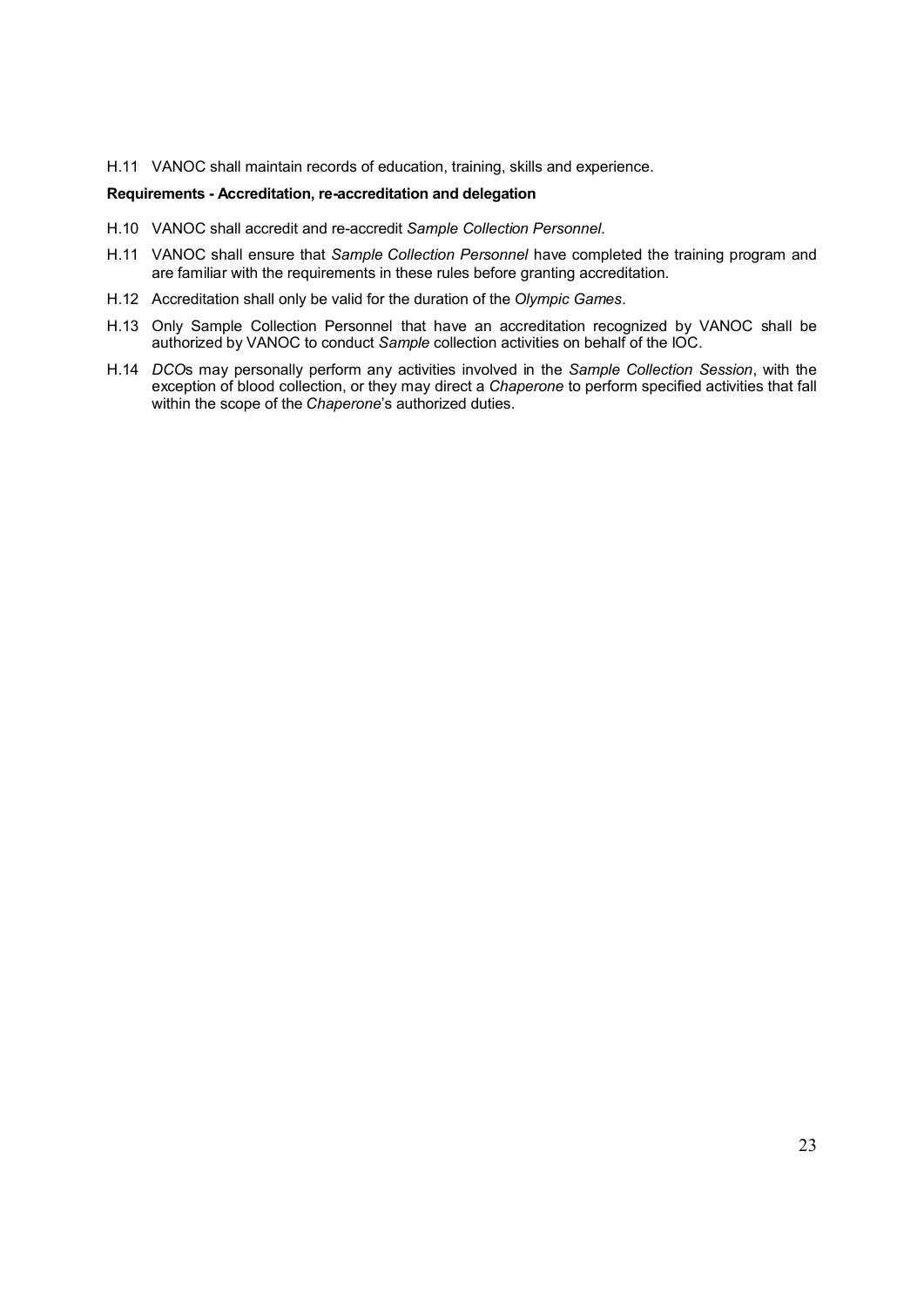H.11 VANOC shall maintain records of education, training, skills and experience.

**Requirements - Accreditation, re-accreditation and delegation**

H.10 VANOC shall accredit and re-accredit *Sample Collection Personnel*.

H.11 VANOC shall ensure that *Sample Collection Personnel* have completed the training program and are familiar with the requirements in these rules before granting accreditation.

H.12 Accreditation shall only be valid for the duration of the *Olympic Games*.

H.13 Only Sample Collection Personnel that have an accreditation recognized by VANOC shall be authorized by VANOC to conduct *Sample* collection activities on behalf of the IOC.

H.14 *DCO*s may personally perform any activities involved in the *Sample Collection Session*, with the exception of blood collection, or they may direct a *Chaperone* to perform specified activities that fall within the scope of the *Chaperone*'s authorized duties.